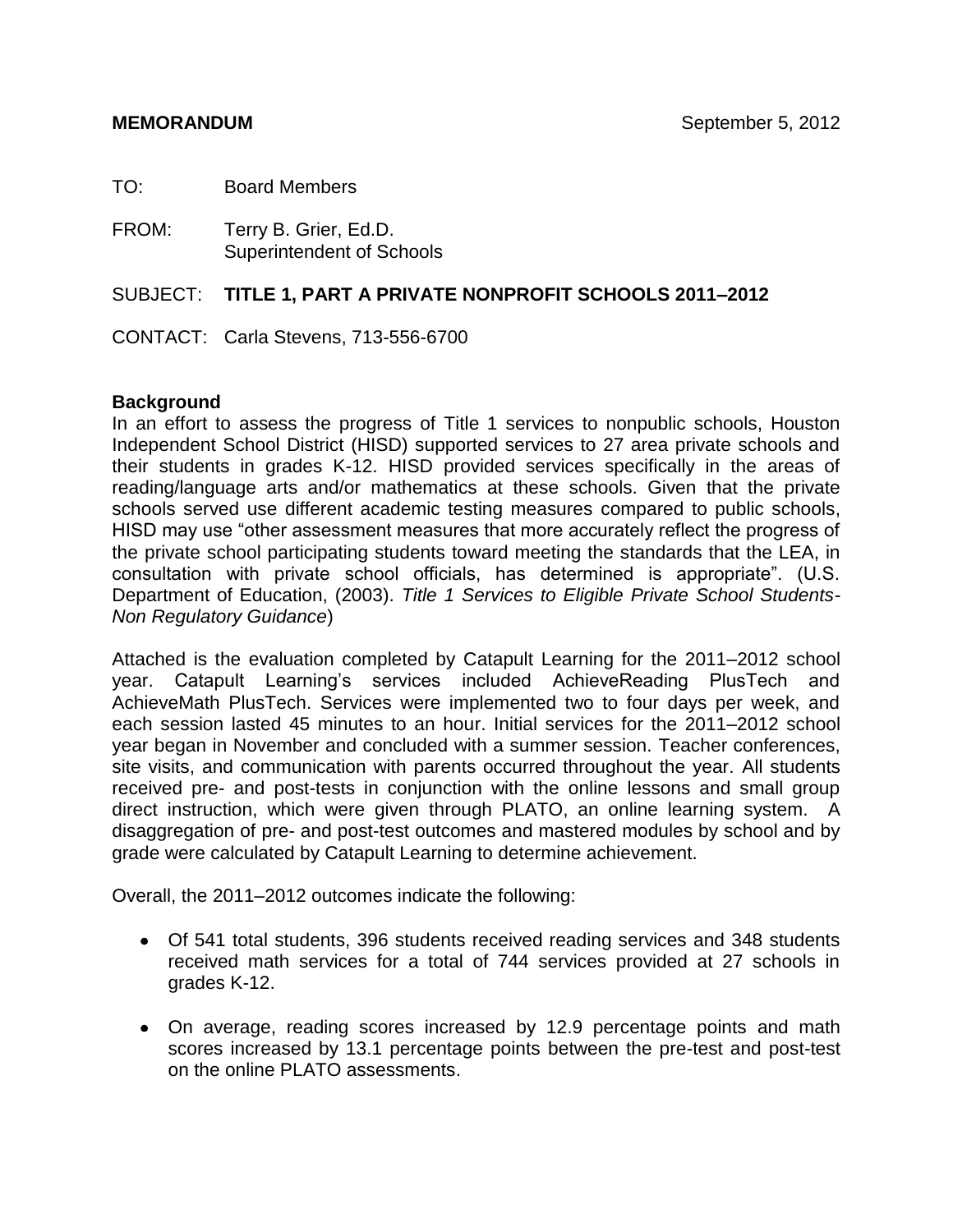**MEMORANDUM** September 5, 2012

TO: Board Members

FROM: Terry B. Grier, Ed.D.
Superintendent of Schools

SUBJECT: **TITLE 1, PART A PRIVATE NONPROFIT SCHOOLS 2011–2012**

CONTACT: Carla Stevens, 713-556-6700

**Background**

In an effort to assess the progress of Title 1 services to nonpublic schools, Houston Independent School District (HISD) supported services to 27 area private schools and their students in grades K-12. HISD provided services specifically in the areas of reading/language arts and/or mathematics at these schools. Given that the private schools served use different academic testing measures compared to public schools, HISD may use "other assessment measures that more accurately reflect the progress of the private school participating students toward meeting the standards that the LEA, in consultation with private school officials, has determined is appropriate". (U.S. Department of Education, (2003). *Title 1 Services to Eligible Private School Students-Non Regulatory Guidance*)

Attached is the evaluation completed by Catapult Learning for the 2011–2012 school year. Catapult Learning's services included AchieveReading PlusTech and AchieveMath PlusTech. Services were implemented two to four days per week, and each session lasted 45 minutes to an hour. Initial services for the 2011–2012 school year began in November and concluded with a summer session. Teacher conferences, site visits, and communication with parents occurred throughout the year. All students received pre- and post-tests in conjunction with the online lessons and small group direct instruction, which were given through PLATO, an online learning system. A disaggregation of pre- and post-test outcomes and mastered modules by school and by grade were calculated by Catapult Learning to determine achievement.

Overall, the 2011–2012 outcomes indicate the following:

- Of 541 total students, 396 students received reading services and 348 students received math services for a total of 744 services provided at 27 schools in grades K-12.
- On average, reading scores increased by 12.9 percentage points and math scores increased by 13.1 percentage points between the pre-test and post-test on the online PLATO assessments.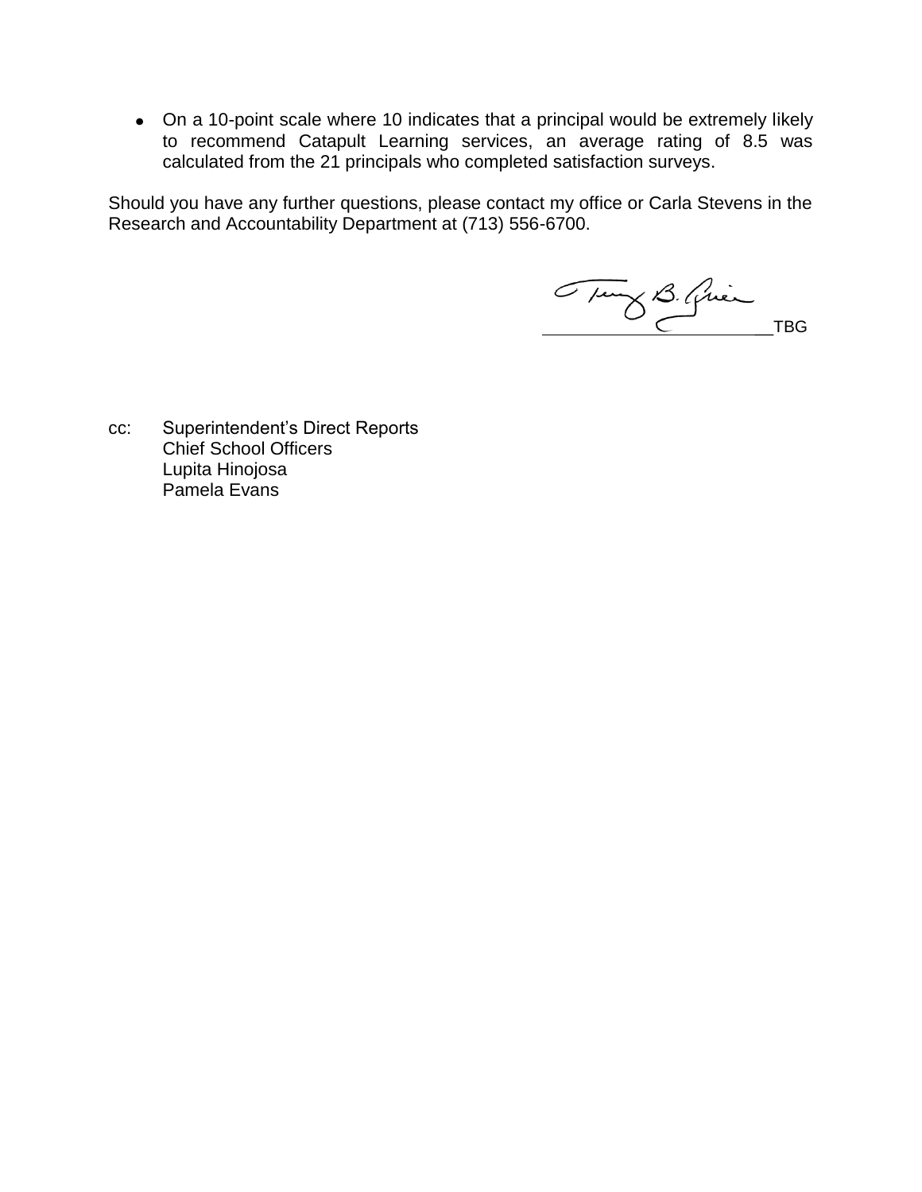- On a 10-point scale where 10 indicates that a principal would be extremely likely to recommend Catapult Learning services, an average rating of 8.5 was calculated from the 21 principals who completed satisfaction surveys.

Should you have any further questions, please contact my office or Carla Stevens in the Research and Accountability Department at (713) 556-6700.

_________________________TBG

cc: Superintendent's Direct Reports
Chief School Officers
Lupita Hinojosa
Pamela Evans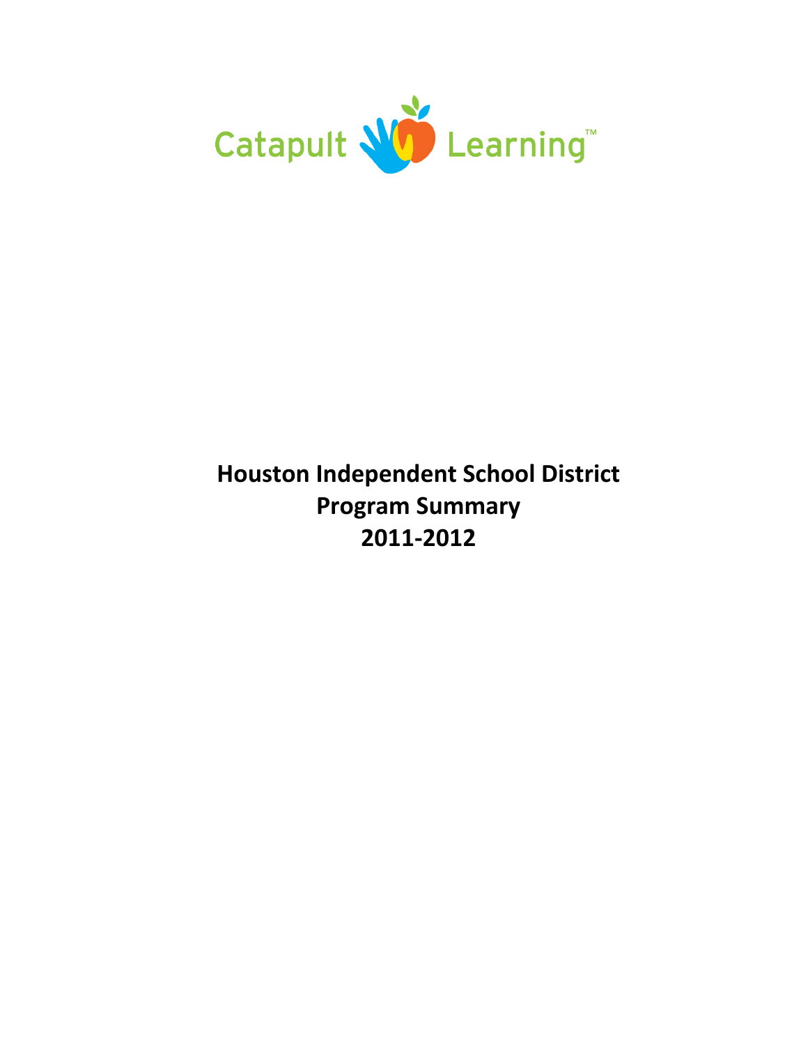Catapult Learning™

**Houston Independent School District**
**Program Summary**
**2011-2012**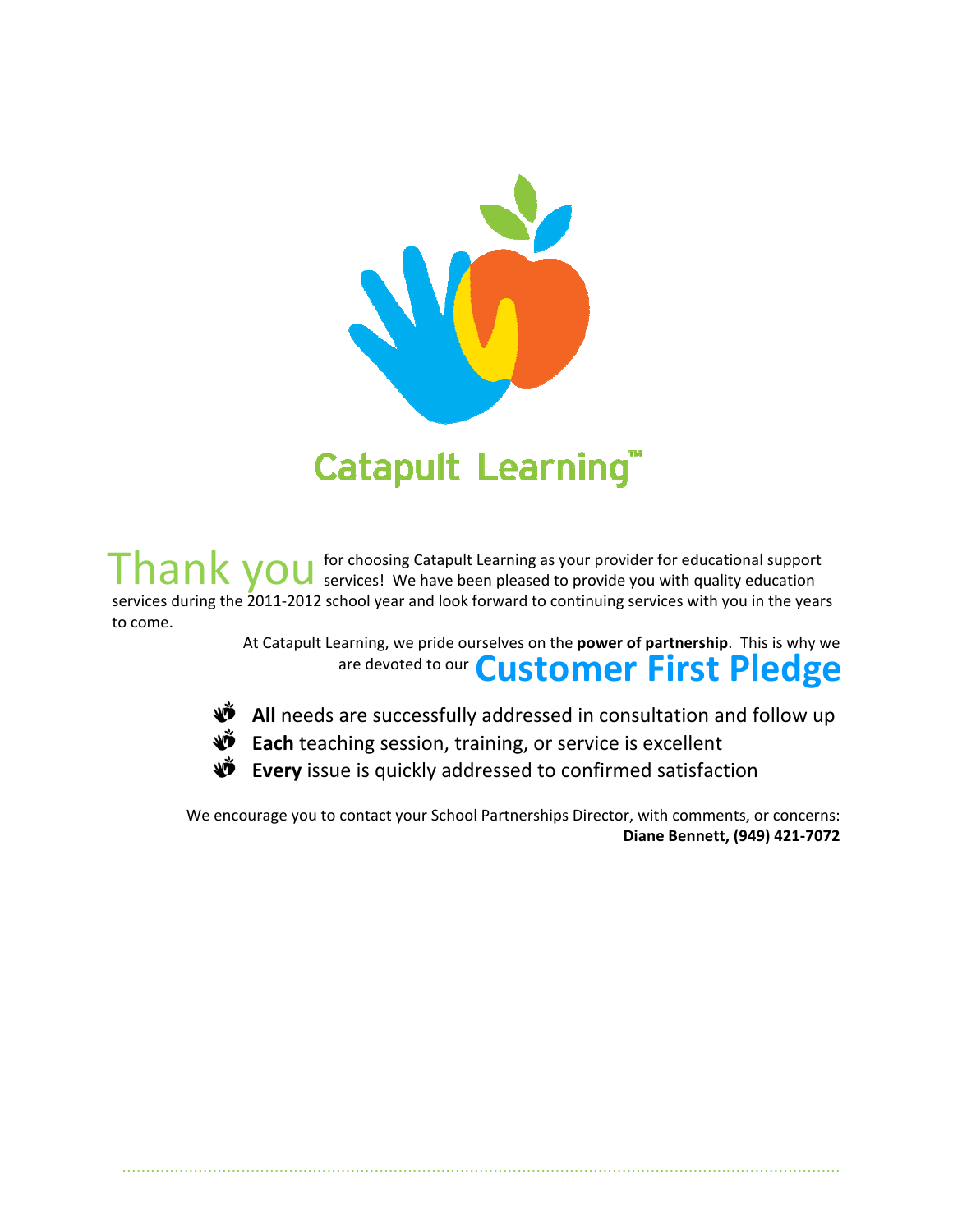Catapult Learning™

Thank you for choosing Catapult Learning as your provider for educational support services! We have been pleased to provide you with quality education services during the 2011-2012 school year and look forward to continuing services with you in the years to come.

At Catapult Learning, we pride ourselves on the **power of partnership**. This is why we are devoted to our **Customer First Pledge**

- **All** needs are successfully addressed in consultation and follow up
- **Each** teaching session, training, or service is excellent
- **Every** issue is quickly addressed to confirmed satisfaction

We encourage you to contact your School Partnerships Director, with comments, or concerns:
**Diane Bennett, (949) 421-7072**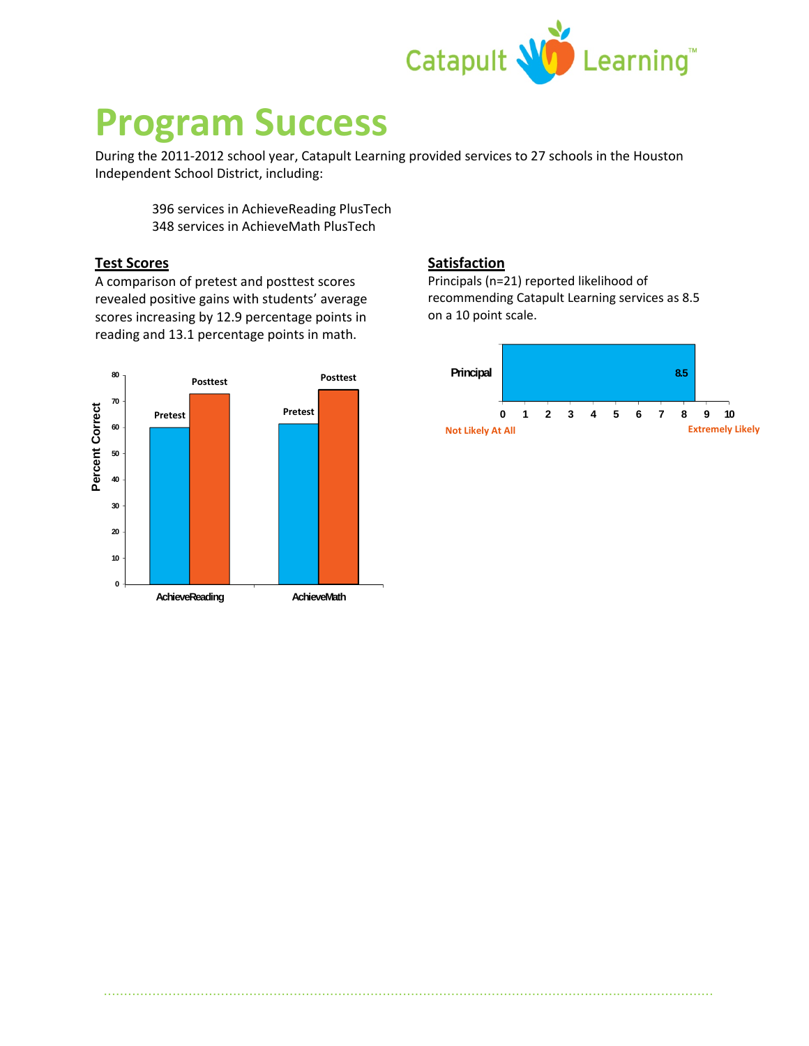# Program Success

During the 2011-2012 school year, Catapult Learning provided services to 27 schools in the Houston Independent School District, including:

396 services in AchieveReading PlusTech
348 services in AchieveMath PlusTech

## Test Scores

A comparison of pretest and posttest scores revealed positive gains with students' average scores increasing by 12.9 percentage points in reading and 13.1 percentage points in math.

## Satisfaction

Principals (n=21) reported likelihood of recommending Catapult Learning services as 8.5 on a 10 point scale.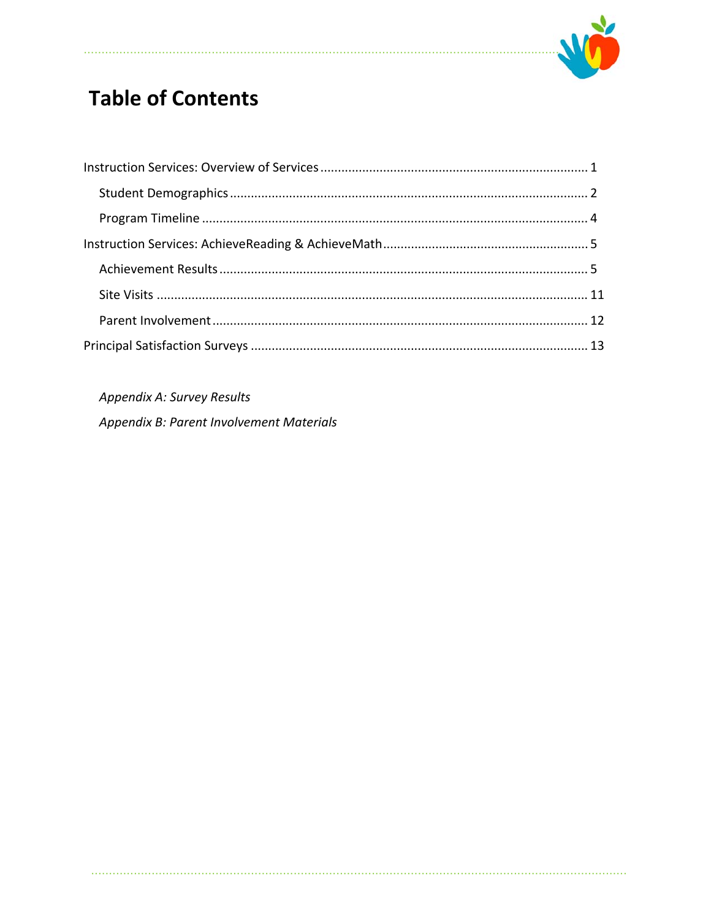# Table of Contents

- Instruction Services: Overview of Services ..... 1
  - Student Demographics ..... 2
  - Program Timeline ..... 4
- Instruction Services: AchieveReading & AchieveMath ..... 5
  - Achievement Results ..... 5
  - Site Visits ..... 11
  - Parent Involvement ..... 12
- Principal Satisfaction Surveys ..... 13

*Appendix A: Survey Results*

*Appendix B: Parent Involvement Materials*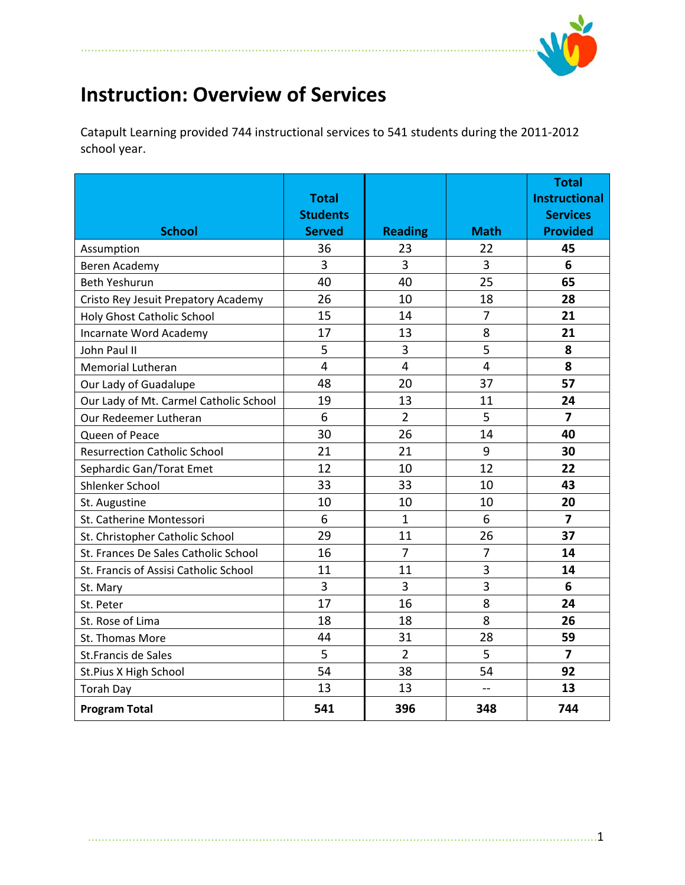# Instruction: Overview of Services

Catapult Learning provided 744 instructional services to 541 students during the 2011-2012 school year.

| School | Total Students Served | Reading | Math | Total Instructional Services Provided |
|---|---|---|---|---|
| Assumption | 36 | 23 | 22 | **45** |
| Beren Academy | 3 | 3 | 3 | **6** |
| Beth Yeshurun | 40 | 40 | 25 | **65** |
| Cristo Rey Jesuit Prepatory Academy | 26 | 10 | 18 | **28** |
| Holy Ghost Catholic School | 15 | 14 | 7 | **21** |
| Incarnate Word Academy | 17 | 13 | 8 | **21** |
| John Paul II | 5 | 3 | 5 | **8** |
| Memorial Lutheran | 4 | 4 | 4 | **8** |
| Our Lady of Guadalupe | 48 | 20 | 37 | **57** |
| Our Lady of Mt. Carmel Catholic School | 19 | 13 | 11 | **24** |
| Our Redeemer Lutheran | 6 | 2 | 5 | **7** |
| Queen of Peace | 30 | 26 | 14 | **40** |
| Resurrection Catholic School | 21 | 21 | 9 | **30** |
| Sephardic Gan/Torat Emet | 12 | 10 | 12 | **22** |
| Shlenker School | 33 | 33 | 10 | **43** |
| St. Augustine | 10 | 10 | 10 | **20** |
| St. Catherine Montessori | 6 | 1 | 6 | **7** |
| St. Christopher Catholic School | 29 | 11 | 26 | **37** |
| St. Frances De Sales Catholic School | 16 | 7 | 7 | **14** |
| St. Francis of Assisi Catholic School | 11 | 11 | 3 | **14** |
| St. Mary | 3 | 3 | 3 | **6** |
| St. Peter | 17 | 16 | 8 | **24** |
| St. Rose of Lima | 18 | 18 | 8 | **26** |
| St. Thomas More | 44 | 31 | 28 | **59** |
| St.Francis de Sales | 5 | 2 | 5 | **7** |
| St.Pius X High School | 54 | 38 | 54 | **92** |
| Torah Day | 13 | 13 | -- | **13** |
| **Program Total** | **541** | **396** | **348** | **744** |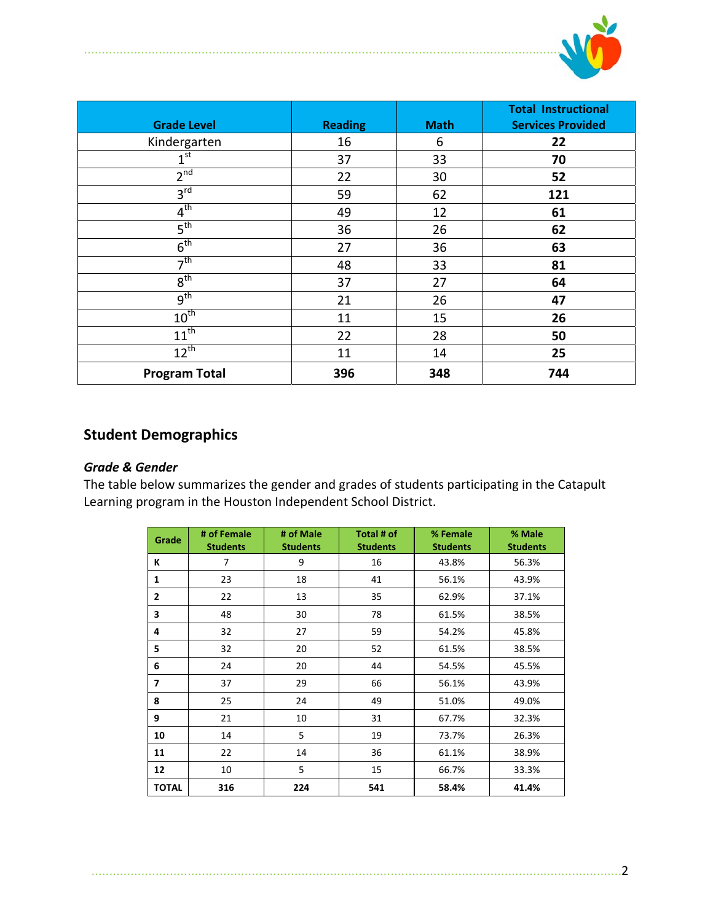| Grade Level | Reading | Math | Total Instructional Services Provided |
|---|---|---|---|
| Kindergarten | 16 | 6 | **22** |
| 1st | 37 | 33 | **70** |
| 2nd | 22 | 30 | **52** |
| 3rd | 59 | 62 | **121** |
| 4th | 49 | 12 | **61** |
| 5th | 36 | 26 | **62** |
| 6th | 27 | 36 | **63** |
| 7th | 48 | 33 | **81** |
| 8th | 37 | 27 | **64** |
| 9th | 21 | 26 | **47** |
| 10th | 11 | 15 | **26** |
| 11th | 22 | 28 | **50** |
| 12th | 11 | 14 | **25** |
| **Program Total** | **396** | **348** | **744** |

## Student Demographics

### *Grade & Gender*

The table below summarizes the gender and grades of students participating in the Catapult Learning program in the Houston Independent School District.

| Grade | # of Female Students | # of Male Students | Total # of Students | % Female Students | % Male Students |
|---|---|---|---|---|---|
| **K** | 7 | 9 | 16 | 43.8% | 56.3% |
| **1** | 23 | 18 | 41 | 56.1% | 43.9% |
| **2** | 22 | 13 | 35 | 62.9% | 37.1% |
| **3** | 48 | 30 | 78 | 61.5% | 38.5% |
| **4** | 32 | 27 | 59 | 54.2% | 45.8% |
| **5** | 32 | 20 | 52 | 61.5% | 38.5% |
| **6** | 24 | 20 | 44 | 54.5% | 45.5% |
| **7** | 37 | 29 | 66 | 56.1% | 43.9% |
| **8** | 25 | 24 | 49 | 51.0% | 49.0% |
| **9** | 21 | 10 | 31 | 67.7% | 32.3% |
| **10** | 14 | 5 | 19 | 73.7% | 26.3% |
| **11** | 22 | 14 | 36 | 61.1% | 38.9% |
| **12** | 10 | 5 | 15 | 66.7% | 33.3% |
| **TOTAL** | **316** | **224** | **541** | **58.4%** | **41.4%** |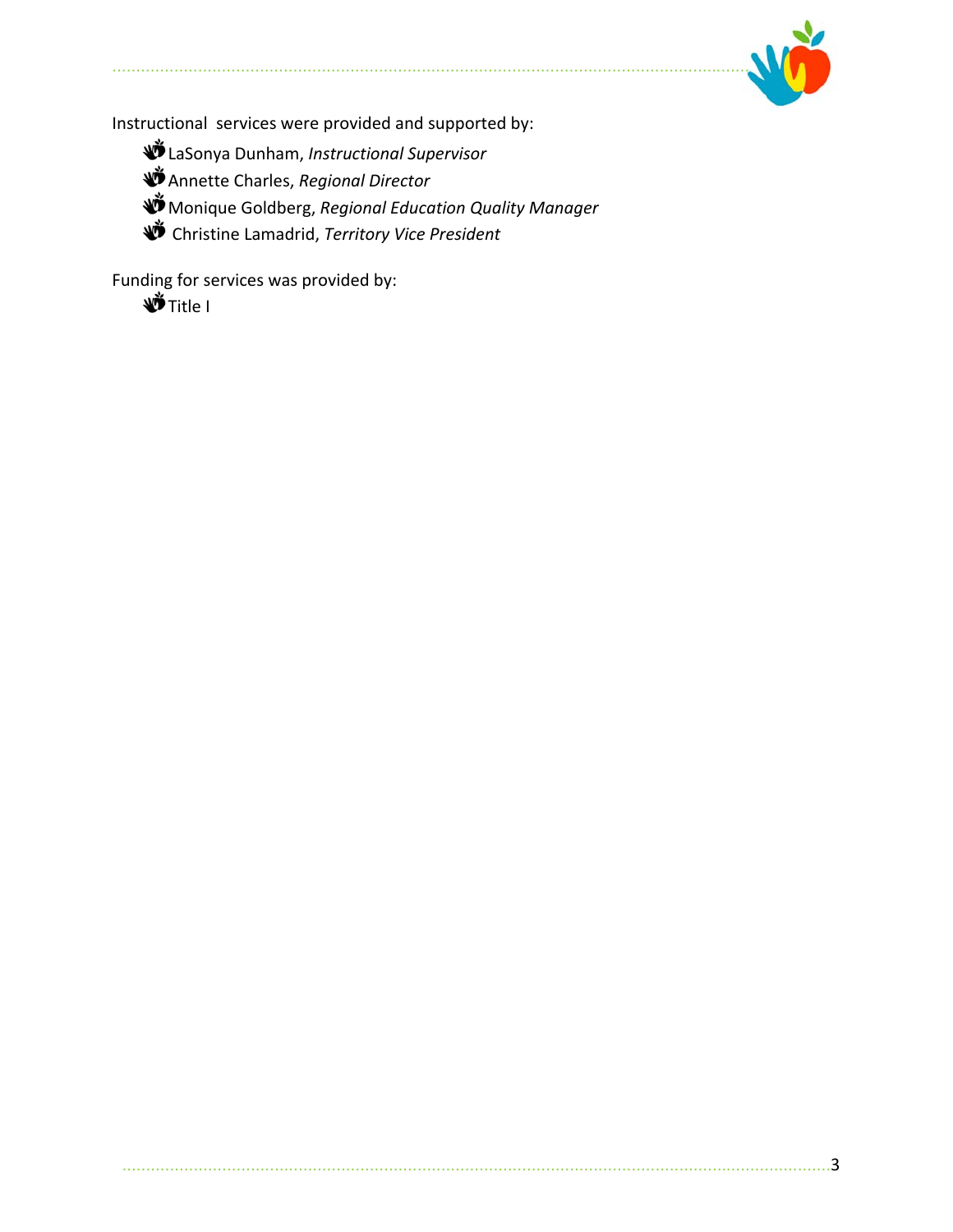Instructional services were provided and supported by:

- LaSonya Dunham, *Instructional Supervisor*
- Annette Charles, *Regional Director*
- Monique Goldberg, *Regional Education Quality Manager*
- Christine Lamadrid, *Territory Vice President*

Funding for services was provided by:

- Title I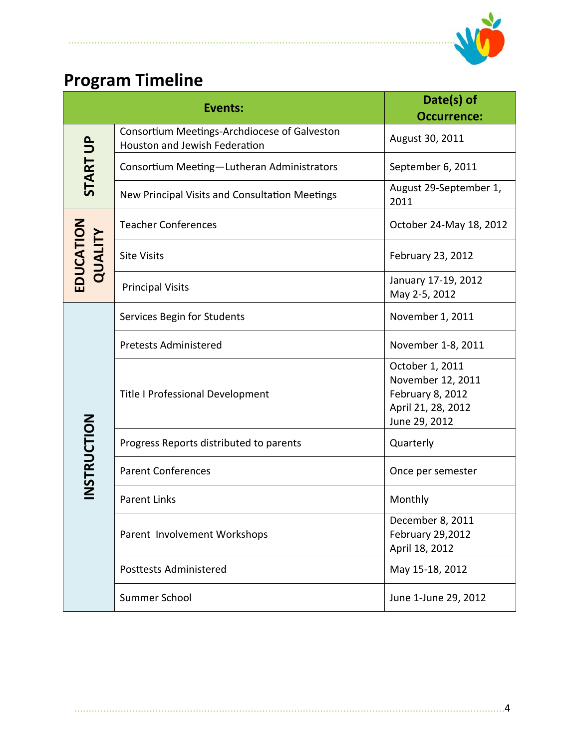## Program Timeline

| | Events: | Date(s) of Occurrence: |
|---|---|---|
| START UP | Consortium Meetings-Archdiocese of Galveston Houston and Jewish Federation | August 30, 2011 |
| | Consortium Meeting—Lutheran Administrators | September 6, 2011 |
| | New Principal Visits and Consultation Meetings | August 29-September 1, 2011 |
| EDUCATION QUALITY | Teacher Conferences | October 24-May 18, 2012 |
| | Site Visits | February 23, 2012 |
| | Principal Visits | January 17-19, 2012<br>May 2-5, 2012 |
| INSTRUCTION | Services Begin for Students | November 1, 2011 |
| | Pretests Administered | November 1-8, 2011 |
| | Title I Professional Development | October 1, 2011<br>November 12, 2011<br>February 8, 2012<br>April 21, 28, 2012<br>June 29, 2012 |
| | Progress Reports distributed to parents | Quarterly |
| | Parent Conferences | Once per semester |
| | Parent Links | Monthly |
| | Parent Involvement Workshops | December 8, 2011<br>February 29,2012<br>April 18, 2012 |
| | Posttests Administered | May 15-18, 2012 |
| | Summer School | June 1-June 29, 2012 |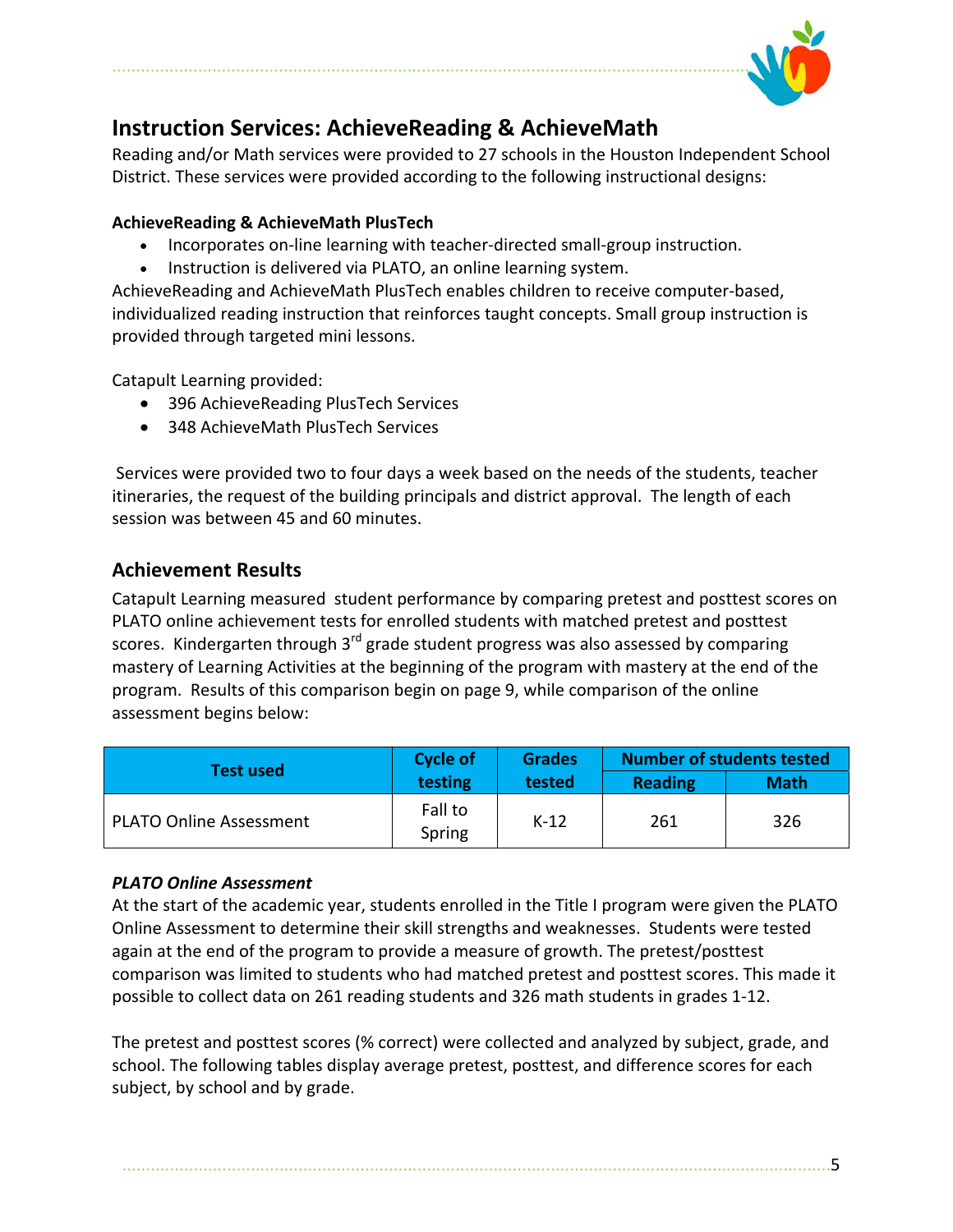## Instruction Services: AchieveReading & AchieveMath

Reading and/or Math services were provided to 27 schools in the Houston Independent School District. These services were provided according to the following instructional designs:

**AchieveReading & AchieveMath PlusTech**

- Incorporates on-line learning with teacher-directed small-group instruction.
- Instruction is delivered via PLATO, an online learning system.

AchieveReading and AchieveMath PlusTech enables children to receive computer-based, individualized reading instruction that reinforces taught concepts. Small group instruction is provided through targeted mini lessons.

Catapult Learning provided:

- 396 AchieveReading PlusTech Services
- 348 AchieveMath PlusTech Services

Services were provided two to four days a week based on the needs of the students, teacher itineraries, the request of the building principals and district approval. The length of each session was between 45 and 60 minutes.

## Achievement Results

Catapult Learning measured student performance by comparing pretest and posttest scores on PLATO online achievement tests for enrolled students with matched pretest and posttest scores. Kindergarten through 3rd grade student progress was also assessed by comparing mastery of Learning Activities at the beginning of the program with mastery at the end of the program. Results of this comparison begin on page 9, while comparison of the online assessment begins below:

| Test used | Cycle of testing | Grades tested | Number of students tested | |
|---|---|---|---|---|
| | | | Reading | Math |
| PLATO Online Assessment | Fall to Spring | K-12 | 261 | 326 |

***PLATO Online Assessment***

At the start of the academic year, students enrolled in the Title I program were given the PLATO Online Assessment to determine their skill strengths and weaknesses. Students were tested again at the end of the program to provide a measure of growth. The pretest/posttest comparison was limited to students who had matched pretest and posttest scores. This made it possible to collect data on 261 reading students and 326 math students in grades 1-12.

The pretest and posttest scores (% correct) were collected and analyzed by subject, grade, and school. The following tables display average pretest, posttest, and difference scores for each subject, by school and by grade.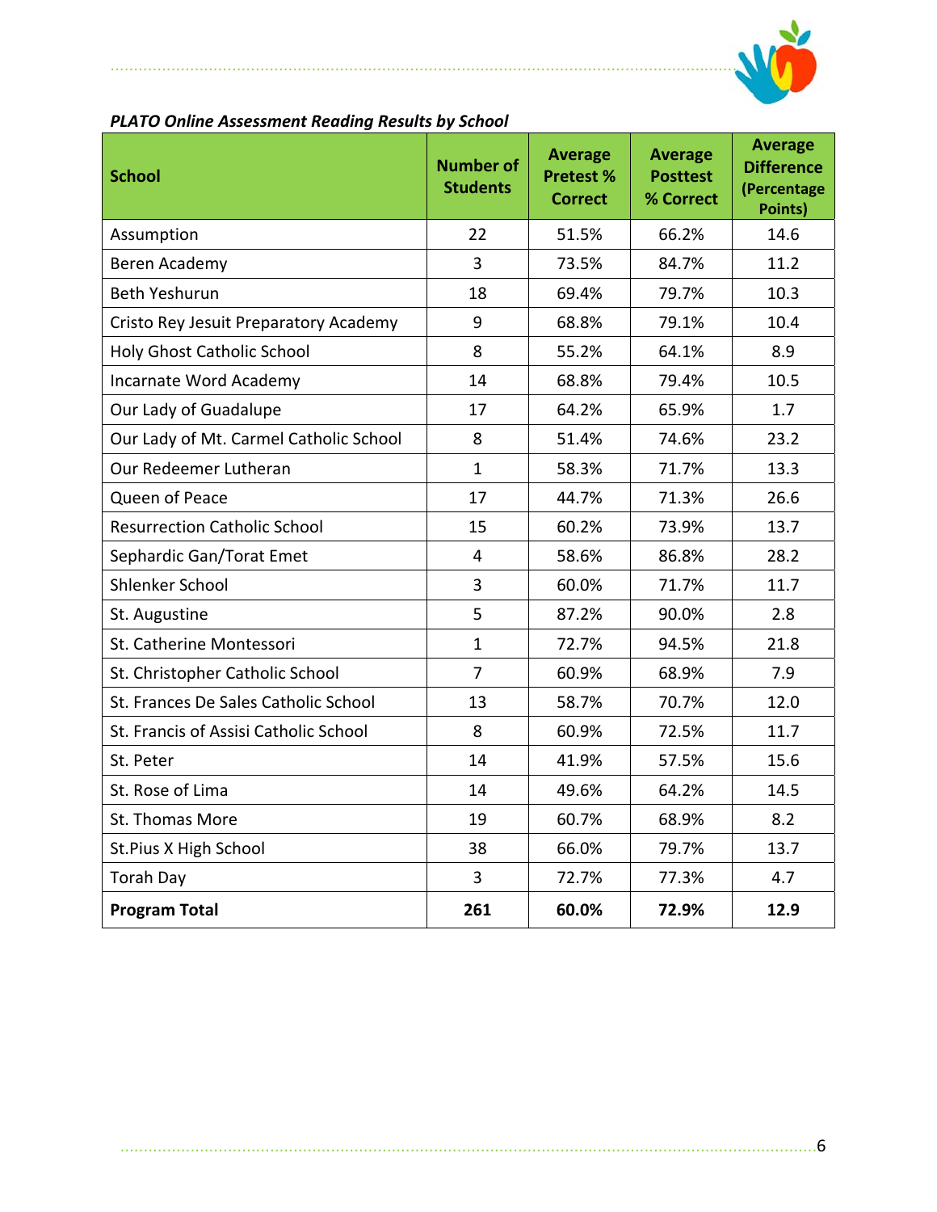*PLATO Online Assessment Reading Results by School*

| School | Number of Students | Average Pretest % Correct | Average Posttest % Correct | Average Difference (Percentage Points) |
|---|---|---|---|---|
| Assumption | 22 | 51.5% | 66.2% | 14.6 |
| Beren Academy | 3 | 73.5% | 84.7% | 11.2 |
| Beth Yeshurun | 18 | 69.4% | 79.7% | 10.3 |
| Cristo Rey Jesuit Preparatory Academy | 9 | 68.8% | 79.1% | 10.4 |
| Holy Ghost Catholic School | 8 | 55.2% | 64.1% | 8.9 |
| Incarnate Word Academy | 14 | 68.8% | 79.4% | 10.5 |
| Our Lady of Guadalupe | 17 | 64.2% | 65.9% | 1.7 |
| Our Lady of Mt. Carmel Catholic School | 8 | 51.4% | 74.6% | 23.2 |
| Our Redeemer Lutheran | 1 | 58.3% | 71.7% | 13.3 |
| Queen of Peace | 17 | 44.7% | 71.3% | 26.6 |
| Resurrection Catholic School | 15 | 60.2% | 73.9% | 13.7 |
| Sephardic Gan/Torat Emet | 4 | 58.6% | 86.8% | 28.2 |
| Shlenker School | 3 | 60.0% | 71.7% | 11.7 |
| St. Augustine | 5 | 87.2% | 90.0% | 2.8 |
| St. Catherine Montessori | 1 | 72.7% | 94.5% | 21.8 |
| St. Christopher Catholic School | 7 | 60.9% | 68.9% | 7.9 |
| St. Frances De Sales Catholic School | 13 | 58.7% | 70.7% | 12.0 |
| St. Francis of Assisi Catholic School | 8 | 60.9% | 72.5% | 11.7 |
| St. Peter | 14 | 41.9% | 57.5% | 15.6 |
| St. Rose of Lima | 14 | 49.6% | 64.2% | 14.5 |
| St. Thomas More | 19 | 60.7% | 68.9% | 8.2 |
| St.Pius X High School | 38 | 66.0% | 79.7% | 13.7 |
| Torah Day | 3 | 72.7% | 77.3% | 4.7 |
| **Program Total** | **261** | **60.0%** | **72.9%** | **12.9** |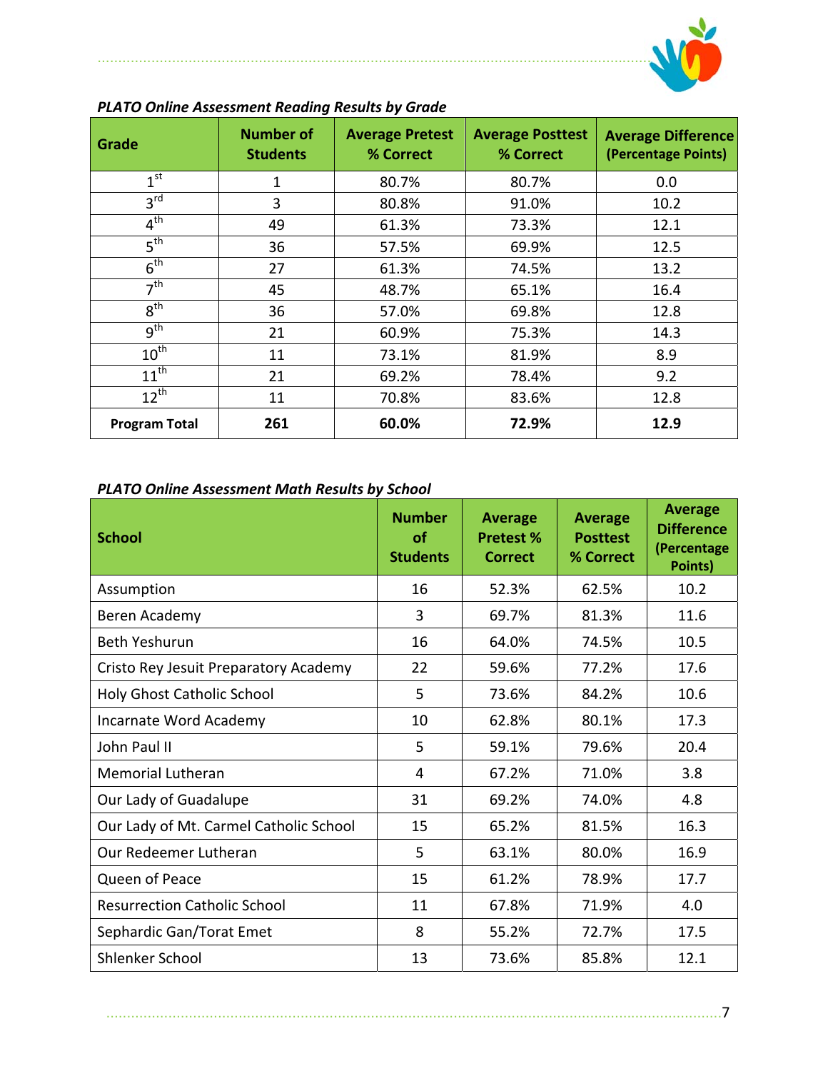*PLATO Online Assessment Reading Results by Grade*

| Grade | Number of Students | Average Pretest % Correct | Average Posttest % Correct | Average Difference (Percentage Points) |
|---|---|---|---|---|
| 1st | 1 | 80.7% | 80.7% | 0.0 |
| 3rd | 3 | 80.8% | 91.0% | 10.2 |
| 4th | 49 | 61.3% | 73.3% | 12.1 |
| 5th | 36 | 57.5% | 69.9% | 12.5 |
| 6th | 27 | 61.3% | 74.5% | 13.2 |
| 7th | 45 | 48.7% | 65.1% | 16.4 |
| 8th | 36 | 57.0% | 69.8% | 12.8 |
| 9th | 21 | 60.9% | 75.3% | 14.3 |
| 10th | 11 | 73.1% | 81.9% | 8.9 |
| 11th | 21 | 69.2% | 78.4% | 9.2 |
| 12th | 11 | 70.8% | 83.6% | 12.8 |
| **Program Total** | **261** | **60.0%** | **72.9%** | **12.9** |

*PLATO Online Assessment Math Results by School*

| School | Number of Students | Average Pretest % Correct | Average Posttest % Correct | Average Difference (Percentage Points) |
|---|---|---|---|---|
| Assumption | 16 | 52.3% | 62.5% | 10.2 |
| Beren Academy | 3 | 69.7% | 81.3% | 11.6 |
| Beth Yeshurun | 16 | 64.0% | 74.5% | 10.5 |
| Cristo Rey Jesuit Preparatory Academy | 22 | 59.6% | 77.2% | 17.6 |
| Holy Ghost Catholic School | 5 | 73.6% | 84.2% | 10.6 |
| Incarnate Word Academy | 10 | 62.8% | 80.1% | 17.3 |
| John Paul II | 5 | 59.1% | 79.6% | 20.4 |
| Memorial Lutheran | 4 | 67.2% | 71.0% | 3.8 |
| Our Lady of Guadalupe | 31 | 69.2% | 74.0% | 4.8 |
| Our Lady of Mt. Carmel Catholic School | 15 | 65.2% | 81.5% | 16.3 |
| Our Redeemer Lutheran | 5 | 63.1% | 80.0% | 16.9 |
| Queen of Peace | 15 | 61.2% | 78.9% | 17.7 |
| Resurrection Catholic School | 11 | 67.8% | 71.9% | 4.0 |
| Sephardic Gan/Torat Emet | 8 | 55.2% | 72.7% | 17.5 |
| Shlenker School | 13 | 73.6% | 85.8% | 12.1 |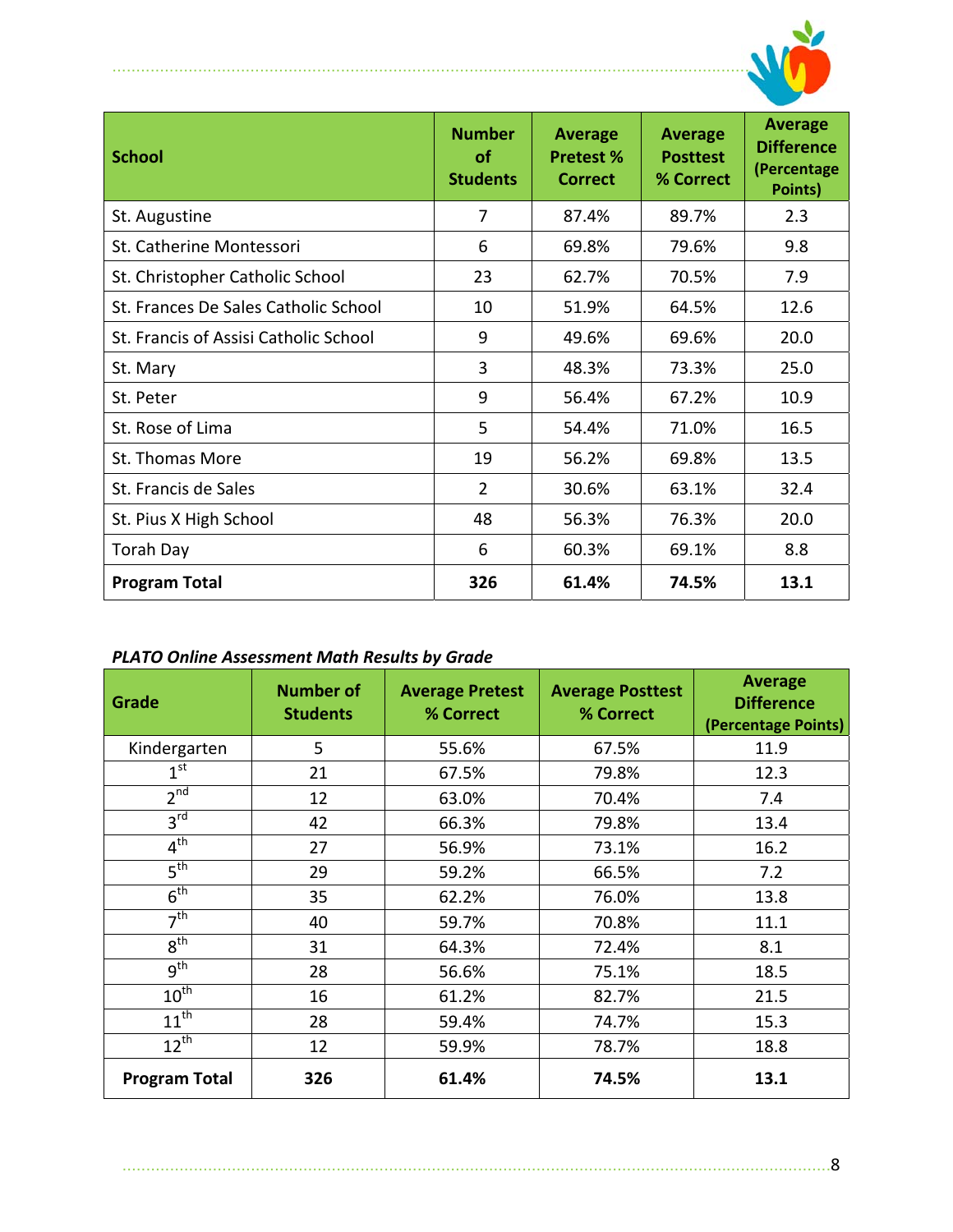| School | Number of Students | Average Pretest % Correct | Average Posttest % Correct | Average Difference (Percentage Points) |
|---|---|---|---|---|
| St. Augustine | 7 | 87.4% | 89.7% | 2.3 |
| St. Catherine Montessori | 6 | 69.8% | 79.6% | 9.8 |
| St. Christopher Catholic School | 23 | 62.7% | 70.5% | 7.9 |
| St. Frances De Sales Catholic School | 10 | 51.9% | 64.5% | 12.6 |
| St. Francis of Assisi Catholic School | 9 | 49.6% | 69.6% | 20.0 |
| St. Mary | 3 | 48.3% | 73.3% | 25.0 |
| St. Peter | 9 | 56.4% | 67.2% | 10.9 |
| St. Rose of Lima | 5 | 54.4% | 71.0% | 16.5 |
| St. Thomas More | 19 | 56.2% | 69.8% | 13.5 |
| St. Francis de Sales | 2 | 30.6% | 63.1% | 32.4 |
| St. Pius X High School | 48 | 56.3% | 76.3% | 20.0 |
| Torah Day | 6 | 60.3% | 69.1% | 8.8 |
| **Program Total** | **326** | **61.4%** | **74.5%** | **13.1** |

***PLATO Online Assessment Math Results by Grade***

| Grade | Number of Students | Average Pretest % Correct | Average Posttest % Correct | Average Difference (Percentage Points) |
|---|---|---|---|---|
| Kindergarten | 5 | 55.6% | 67.5% | 11.9 |
| 1st | 21 | 67.5% | 79.8% | 12.3 |
| 2nd | 12 | 63.0% | 70.4% | 7.4 |
| 3rd | 42 | 66.3% | 79.8% | 13.4 |
| 4th | 27 | 56.9% | 73.1% | 16.2 |
| 5th | 29 | 59.2% | 66.5% | 7.2 |
| 6th | 35 | 62.2% | 76.0% | 13.8 |
| 7th | 40 | 59.7% | 70.8% | 11.1 |
| 8th | 31 | 64.3% | 72.4% | 8.1 |
| 9th | 28 | 56.6% | 75.1% | 18.5 |
| 10th | 16 | 61.2% | 82.7% | 21.5 |
| 11th | 28 | 59.4% | 74.7% | 15.3 |
| 12th | 12 | 59.9% | 78.7% | 18.8 |
| **Program Total** | **326** | **61.4%** | **74.5%** | **13.1** |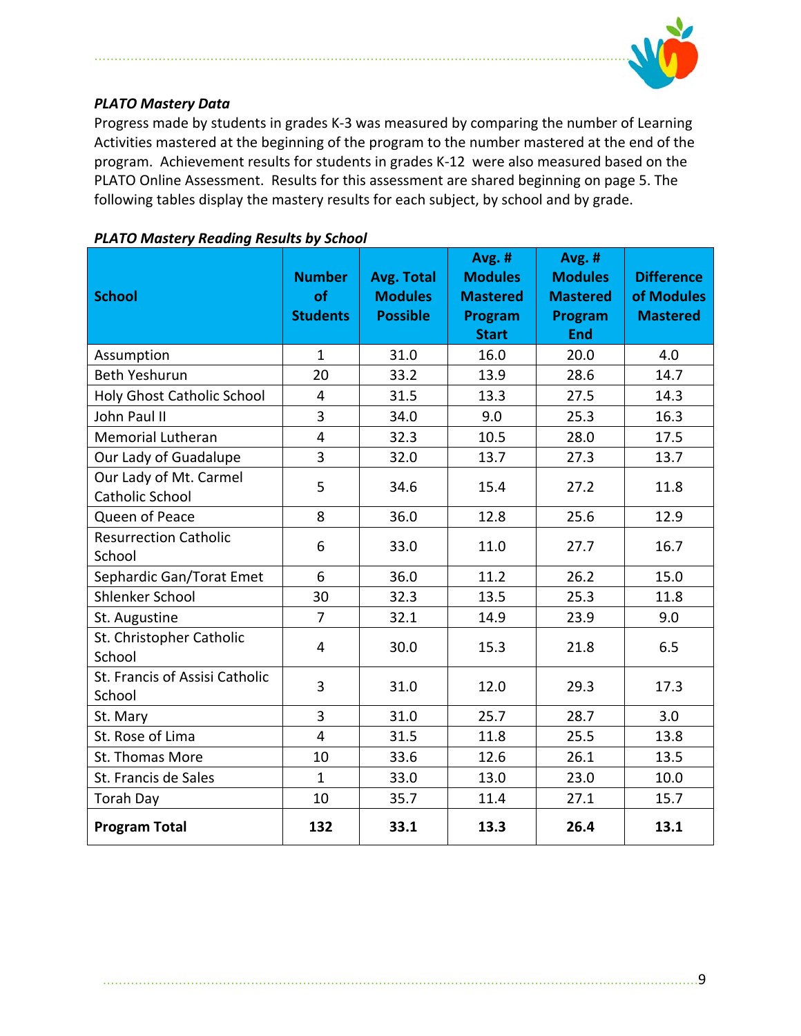### *PLATO Mastery Data*

Progress made by students in grades K-3 was measured by comparing the number of Learning Activities mastered at the beginning of the program to the number mastered at the end of the program. Achievement results for students in grades K-12 were also measured based on the PLATO Online Assessment. Results for this assessment are shared beginning on page 5. The following tables display the mastery results for each subject, by school and by grade.

***PLATO Mastery Reading Results by School***

| School | Number of Students | Avg. Total Modules Possible | Avg. # Modules Mastered Program Start | Avg. # Modules Mastered Program End | Difference of Modules Mastered |
|---|---|---|---|---|---|
| Assumption | 1 | 31.0 | 16.0 | 20.0 | 4.0 |
| Beth Yeshurun | 20 | 33.2 | 13.9 | 28.6 | 14.7 |
| Holy Ghost Catholic School | 4 | 31.5 | 13.3 | 27.5 | 14.3 |
| John Paul II | 3 | 34.0 | 9.0 | 25.3 | 16.3 |
| Memorial Lutheran | 4 | 32.3 | 10.5 | 28.0 | 17.5 |
| Our Lady of Guadalupe | 3 | 32.0 | 13.7 | 27.3 | 13.7 |
| Our Lady of Mt. Carmel Catholic School | 5 | 34.6 | 15.4 | 27.2 | 11.8 |
| Queen of Peace | 8 | 36.0 | 12.8 | 25.6 | 12.9 |
| Resurrection Catholic School | 6 | 33.0 | 11.0 | 27.7 | 16.7 |
| Sephardic Gan/Torat Emet | 6 | 36.0 | 11.2 | 26.2 | 15.0 |
| Shlenker School | 30 | 32.3 | 13.5 | 25.3 | 11.8 |
| St. Augustine | 7 | 32.1 | 14.9 | 23.9 | 9.0 |
| St. Christopher Catholic School | 4 | 30.0 | 15.3 | 21.8 | 6.5 |
| St. Francis of Assisi Catholic School | 3 | 31.0 | 12.0 | 29.3 | 17.3 |
| St. Mary | 3 | 31.0 | 25.7 | 28.7 | 3.0 |
| St. Rose of Lima | 4 | 31.5 | 11.8 | 25.5 | 13.8 |
| St. Thomas More | 10 | 33.6 | 12.6 | 26.1 | 13.5 |
| St. Francis de Sales | 1 | 33.0 | 13.0 | 23.0 | 10.0 |
| Torah Day | 10 | 35.7 | 11.4 | 27.1 | 15.7 |
| **Program Total** | **132** | **33.1** | **13.3** | **26.4** | **13.1** |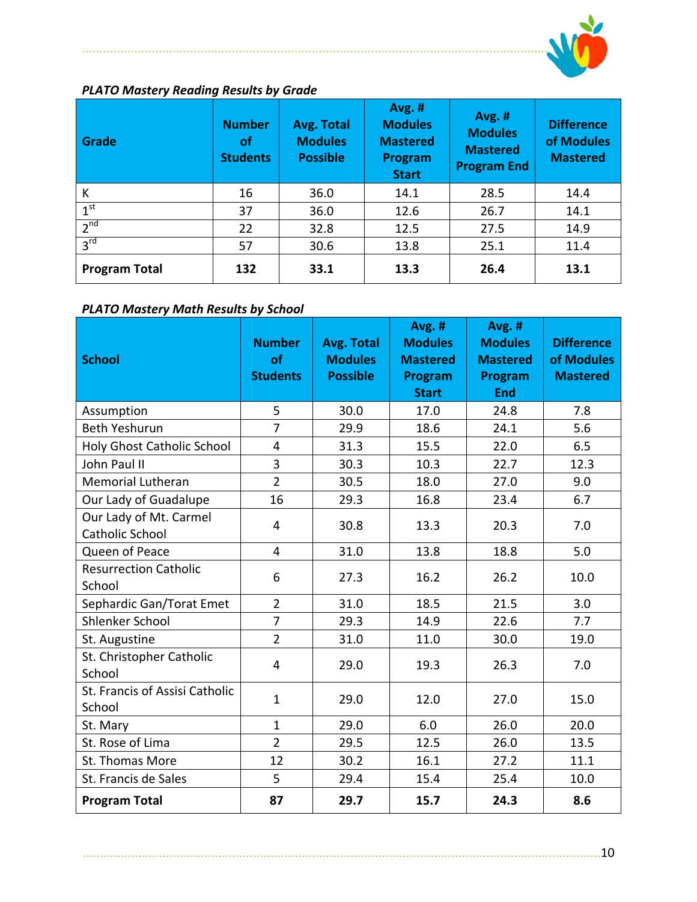*PLATO Mastery Reading Results by Grade*

| Grade | Number of Students | Avg. Total Modules Possible | Avg. # Modules Mastered Program Start | Avg. # Modules Mastered Program End | Difference of Modules Mastered |
|---|---|---|---|---|---|
| K | 16 | 36.0 | 14.1 | 28.5 | 14.4 |
| 1st | 37 | 36.0 | 12.6 | 26.7 | 14.1 |
| 2nd | 22 | 32.8 | 12.5 | 27.5 | 14.9 |
| 3rd | 57 | 30.6 | 13.8 | 25.1 | 11.4 |
| **Program Total** | **132** | **33.1** | **13.3** | **26.4** | **13.1** |

*PLATO Mastery Math Results by School*

| School | Number of Students | Avg. Total Modules Possible | Avg. # Modules Mastered Program Start | Avg. # Modules Mastered Program End | Difference of Modules Mastered |
|---|---|---|---|---|---|
| Assumption | 5 | 30.0 | 17.0 | 24.8 | 7.8 |
| Beth Yeshurun | 7 | 29.9 | 18.6 | 24.1 | 5.6 |
| Holy Ghost Catholic School | 4 | 31.3 | 15.5 | 22.0 | 6.5 |
| John Paul II | 3 | 30.3 | 10.3 | 22.7 | 12.3 |
| Memorial Lutheran | 2 | 30.5 | 18.0 | 27.0 | 9.0 |
| Our Lady of Guadalupe | 16 | 29.3 | 16.8 | 23.4 | 6.7 |
| Our Lady of Mt. Carmel Catholic School | 4 | 30.8 | 13.3 | 20.3 | 7.0 |
| Queen of Peace | 4 | 31.0 | 13.8 | 18.8 | 5.0 |
| Resurrection Catholic School | 6 | 27.3 | 16.2 | 26.2 | 10.0 |
| Sephardic Gan/Torat Emet | 2 | 31.0 | 18.5 | 21.5 | 3.0 |
| Shlenker School | 7 | 29.3 | 14.9 | 22.6 | 7.7 |
| St. Augustine | 2 | 31.0 | 11.0 | 30.0 | 19.0 |
| St. Christopher Catholic School | 4 | 29.0 | 19.3 | 26.3 | 7.0 |
| St. Francis of Assisi Catholic School | 1 | 29.0 | 12.0 | 27.0 | 15.0 |
| St. Mary | 1 | 29.0 | 6.0 | 26.0 | 20.0 |
| St. Rose of Lima | 2 | 29.5 | 12.5 | 26.0 | 13.5 |
| St. Thomas More | 12 | 30.2 | 16.1 | 27.2 | 11.1 |
| St. Francis de Sales | 5 | 29.4 | 15.4 | 25.4 | 10.0 |
| **Program Total** | **87** | **29.7** | **15.7** | **24.3** | **8.6** |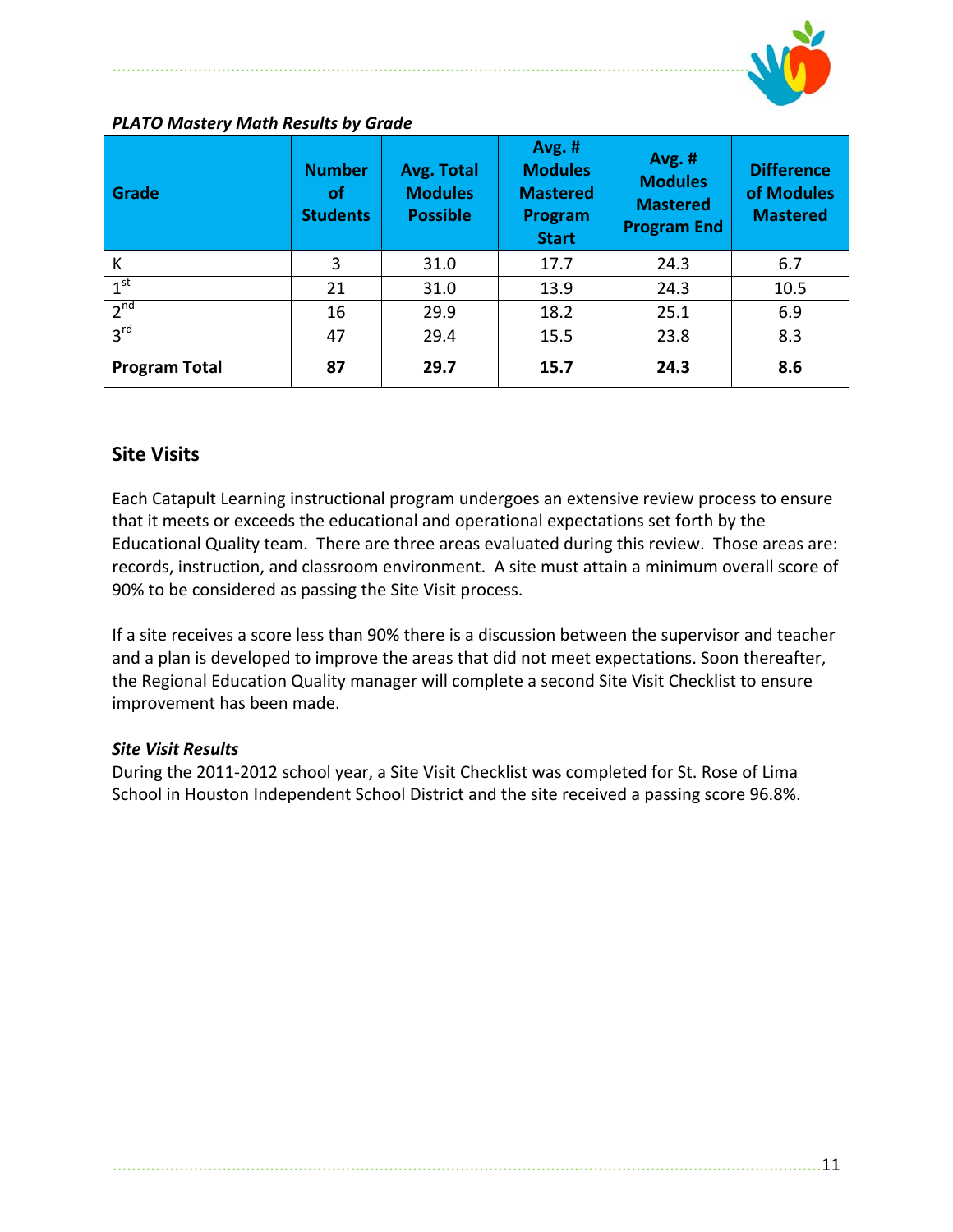*PLATO Mastery Math Results by Grade*

| Grade | Number of Students | Avg. Total Modules Possible | Avg. # Modules Mastered Program Start | Avg. # Modules Mastered Program End | Difference of Modules Mastered |
|---|---|---|---|---|---|
| K | 3 | 31.0 | 17.7 | 24.3 | 6.7 |
| 1st | 21 | 31.0 | 13.9 | 24.3 | 10.5 |
| 2nd | 16 | 29.9 | 18.2 | 25.1 | 6.9 |
| 3rd | 47 | 29.4 | 15.5 | 23.8 | 8.3 |
| **Program Total** | **87** | **29.7** | **15.7** | **24.3** | **8.6** |

## Site Visits

Each Catapult Learning instructional program undergoes an extensive review process to ensure that it meets or exceeds the educational and operational expectations set forth by the Educational Quality team. There are three areas evaluated during this review. Those areas are: records, instruction, and classroom environment. A site must attain a minimum overall score of 90% to be considered as passing the Site Visit process.

If a site receives a score less than 90% there is a discussion between the supervisor and teacher and a plan is developed to improve the areas that did not meet expectations. Soon thereafter, the Regional Education Quality manager will complete a second Site Visit Checklist to ensure improvement has been made.

***Site Visit Results***

During the 2011-2012 school year, a Site Visit Checklist was completed for St. Rose of Lima School in Houston Independent School District and the site received a passing score 96.8%.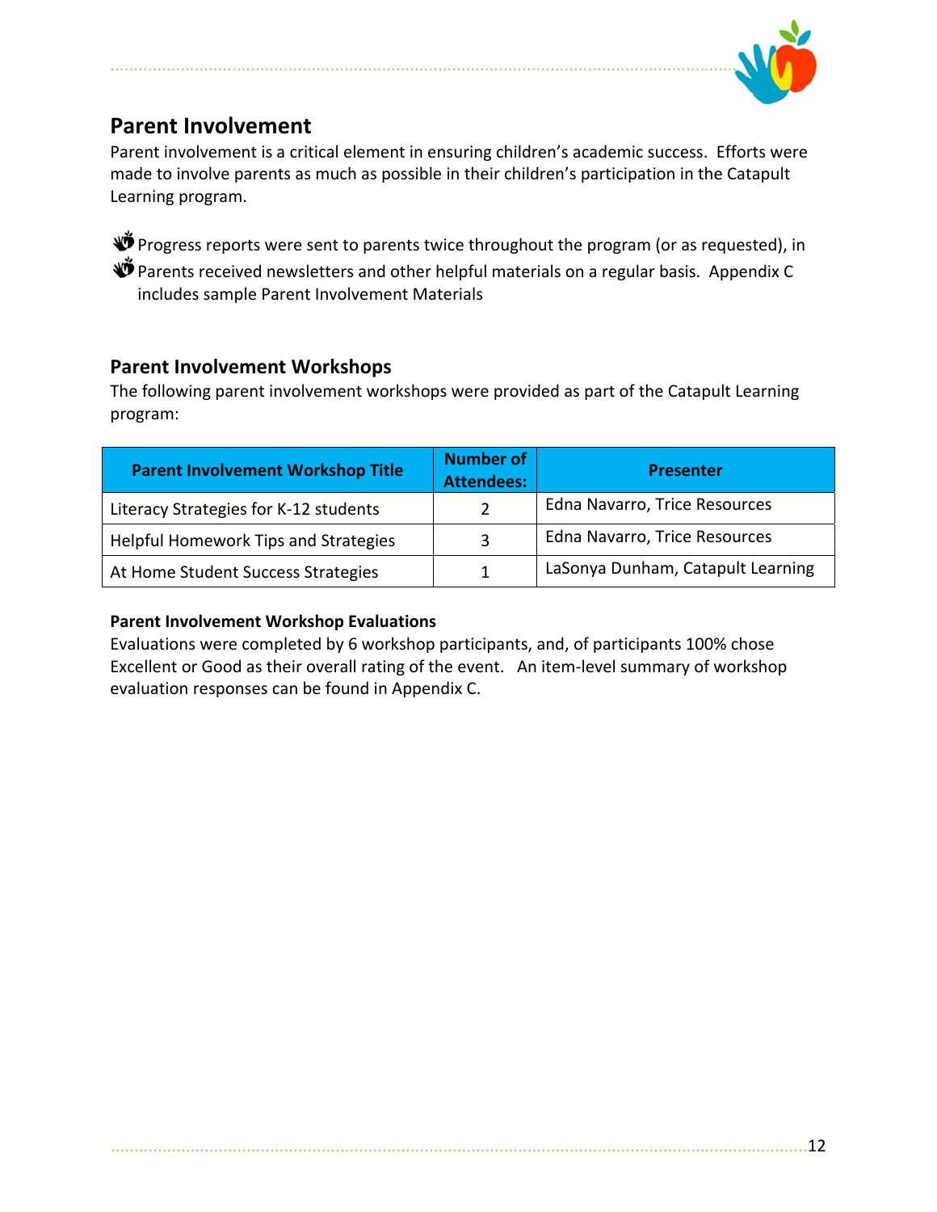## Parent Involvement

Parent involvement is a critical element in ensuring children's academic success. Efforts were made to involve parents as much as possible in their children's participation in the Catapult Learning program.

- Progress reports were sent to parents twice throughout the program (or as requested), in
- Parents received newsletters and other helpful materials on a regular basis. Appendix C includes sample Parent Involvement Materials

## Parent Involvement Workshops

The following parent involvement workshops were provided as part of the Catapult Learning program:

| Parent Involvement Workshop Title | Number of Attendees: | Presenter |
| --- | --- | --- |
| Literacy Strategies for K-12 students | 2 | Edna Navarro, Trice Resources |
| Helpful Homework Tips and Strategies | 3 | Edna Navarro, Trice Resources |
| At Home Student Success Strategies | 1 | LaSonya Dunham, Catapult Learning |

**Parent Involvement Workshop Evaluations**

Evaluations were completed by 6 workshop participants, and, of participants 100% chose Excellent or Good as their overall rating of the event. An item-level summary of workshop evaluation responses can be found in Appendix C.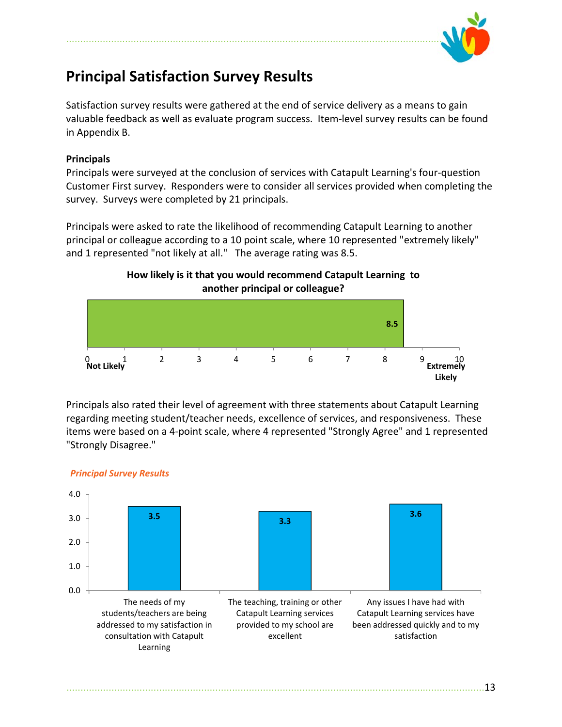# Principal Satisfaction Survey Results

Satisfaction survey results were gathered at the end of service delivery as a means to gain valuable feedback as well as evaluate program success. Item-level survey results can be found in Appendix B.

**Principals**

Principals were surveyed at the conclusion of services with Catapult Learning's four-question Customer First survey. Responders were to consider all services provided when completing the survey. Surveys were completed by 21 principals.

Principals were asked to rate the likelihood of recommending Catapult Learning to another principal or colleague according to a 10 point scale, where 10 represented "extremely likely" and 1 represented "not likely at all." The average rating was 8.5.

**How likely is it that you would recommend Catapult Learning to another principal or colleague?**

| Question | Average Rating (0 = Not Likely, 10 = Extremely Likely) |
| --- | --- |
| How likely is it that you would recommend Catapult Learning to another principal or colleague? | 8.5 |

Principals also rated their level of agreement with three statements about Catapult Learning regarding meeting student/teacher needs, excellence of services, and responsiveness. These items were based on a 4-point scale, where 4 represented "Strongly Agree" and 1 represented "Strongly Disagree."

*Principal Survey Results*

| Statement | Average Rating |
| --- | --- |
| The needs of my students/teachers are being addressed to my satisfaction in consultation with Catapult Learning | 3.5 |
| The teaching, training or other Catapult Learning services provided to my school are excellent | 3.3 |
| Any issues I have had with Catapult Learning services have been addressed quickly and to my satisfaction | 3.6 |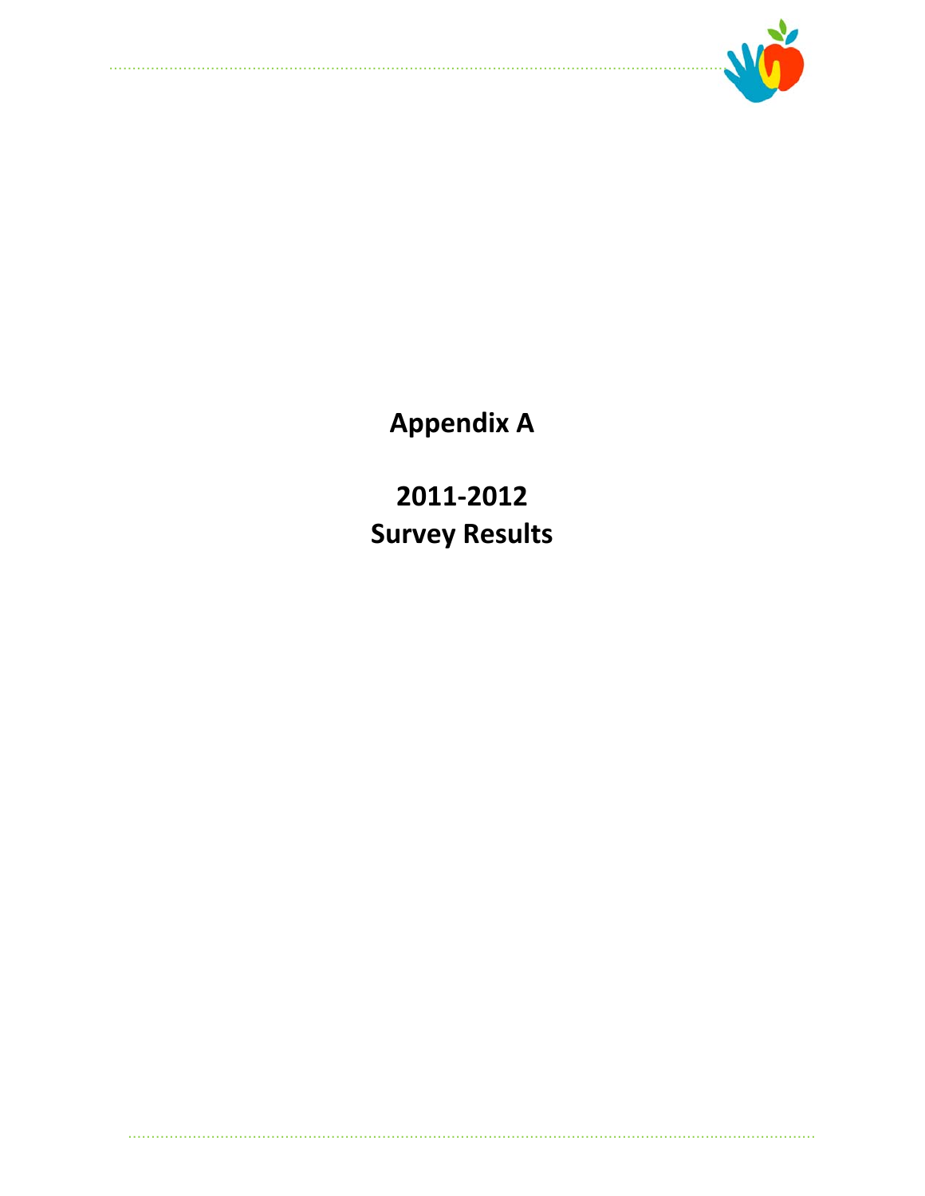# Appendix A

# 2011-2012
# Survey Results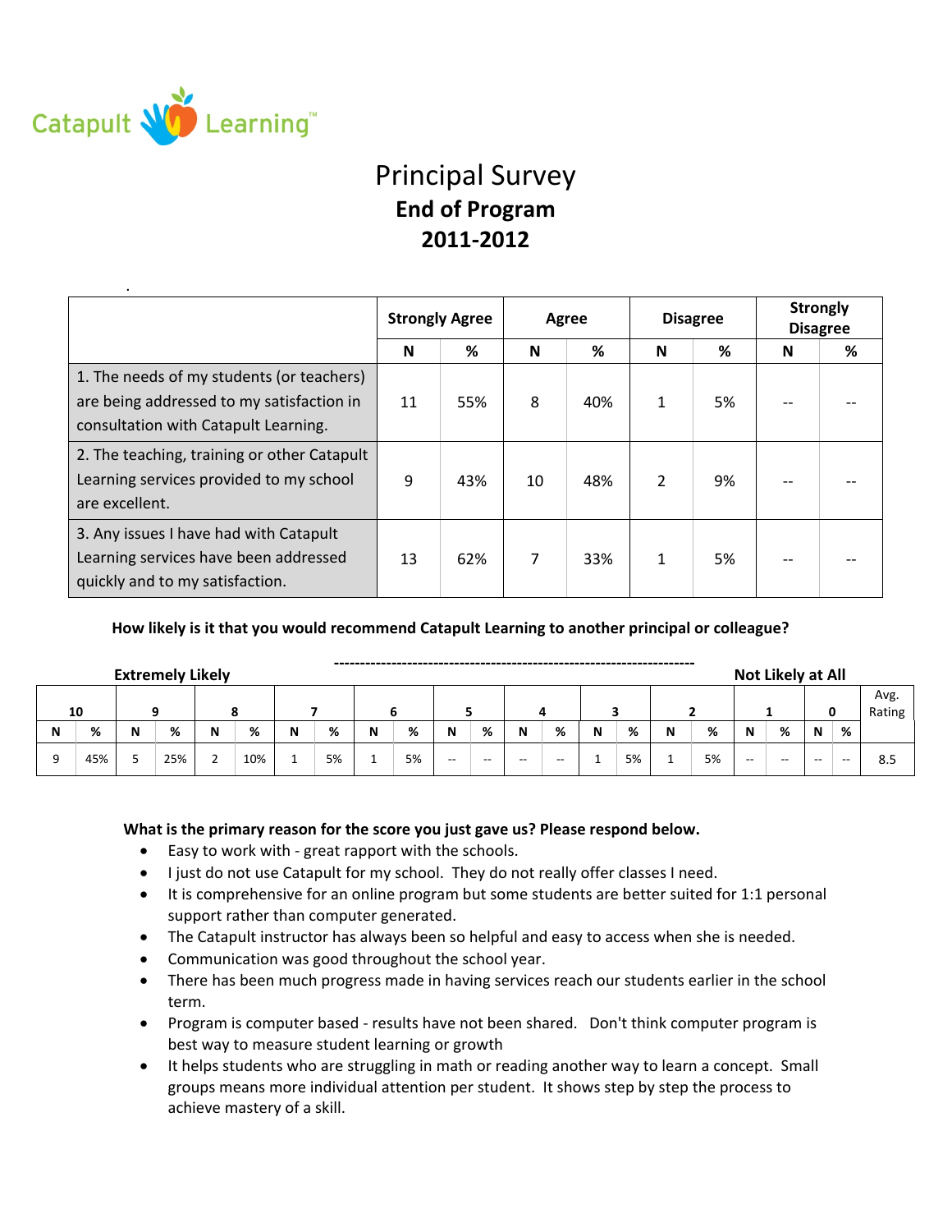Catapult Learning™

# Principal Survey

## End of Program

## 2011-2012

| | Strongly Agree | | Agree | | Disagree | | Strongly Disagree | |
|---|---|---|---|---|---|---|---|---|
| | N | % | N | % | N | % | N | % |
| 1. The needs of my students (or teachers) are being addressed to my satisfaction in consultation with Catapult Learning. | 11 | 55% | 8 | 40% | 1 | 5% | -- | -- |
| 2. The teaching, training or other Catapult Learning services provided to my school are excellent. | 9 | 43% | 10 | 48% | 2 | 9% | -- | -- |
| 3. Any issues I have had with Catapult Learning services have been addressed quickly and to my satisfaction. | 13 | 62% | 7 | 33% | 1 | 5% | -- | -- |

**How likely is it that you would recommend Catapult Learning to another principal or colleague?**

**Extremely Likely** ---------------------------------------------------------------------- **Not Likely at All**

| 10 | | 9 | | 8 | | 7 | | 6 | | 5 | | 4 | | 3 | | 2 | | 1 | | 0 | | Avg. Rating |
|---|---|---|---|---|---|---|---|---|---|---|---|---|---|---|---|---|---|---|---|---|---|---|
| N | % | N | % | N | % | N | % | N | % | N | % | N | % | N | % | N | % | N | % | N | % | |
| 9 | 45% | 5 | 25% | 2 | 10% | 1 | 5% | 1 | 5% | -- | -- | -- | -- | 1 | 5% | 1 | 5% | -- | -- | -- | -- | 8.5 |

**What is the primary reason for the score you just gave us? Please respond below.**

- Easy to work with - great rapport with the schools.
- I just do not use Catapult for my school. They do not really offer classes I need.
- It is comprehensive for an online program but some students are better suited for 1:1 personal support rather than computer generated.
- The Catapult instructor has always been so helpful and easy to access when she is needed.
- Communication was good throughout the school year.
- There has been much progress made in having services reach our students earlier in the school term.
- Program is computer based - results have not been shared. Don't think computer program is best way to measure student learning or growth
- It helps students who are struggling in math or reading another way to learn a concept. Small groups means more individual attention per student. It shows step by step the process to achieve mastery of a skill.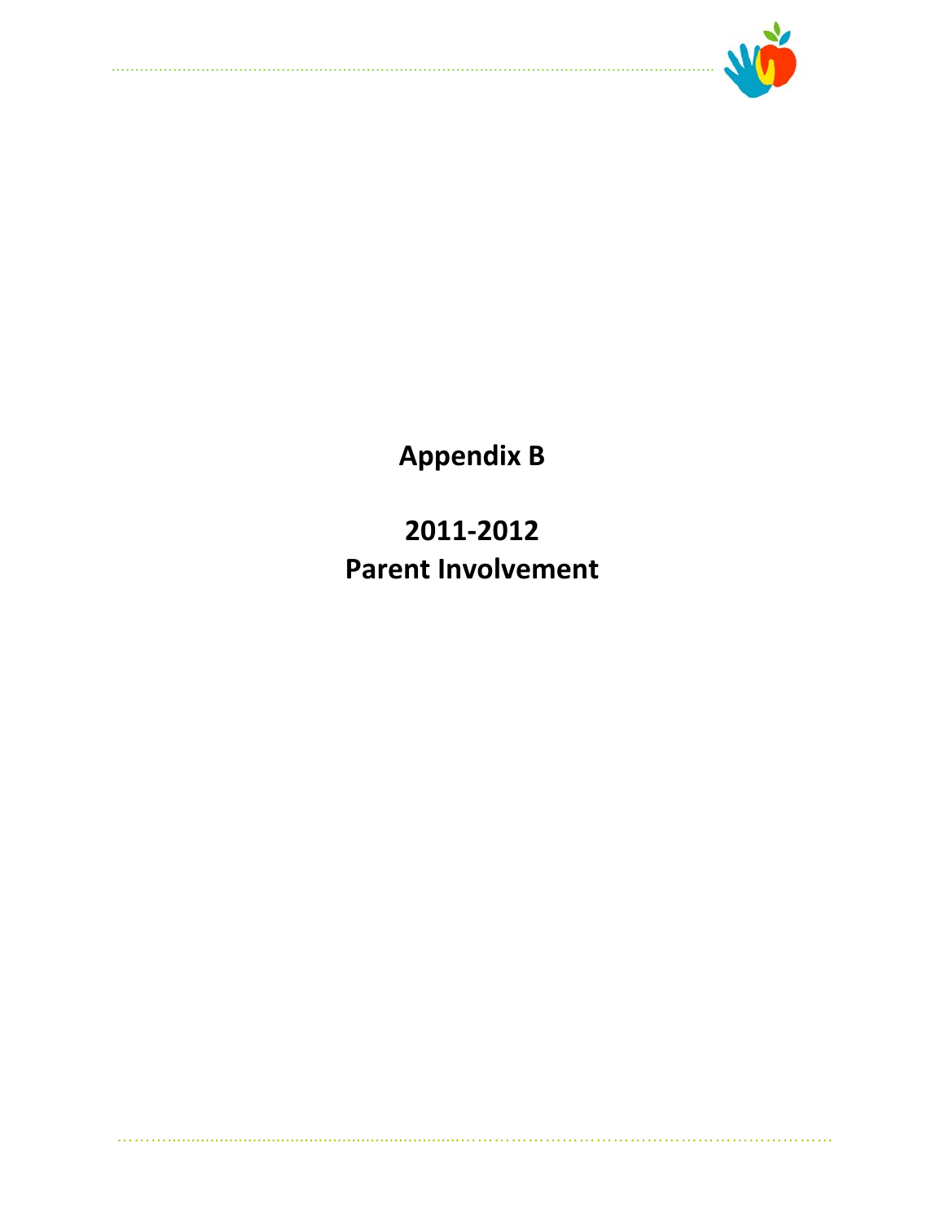# Appendix B

# 2011-2012
# Parent Involvement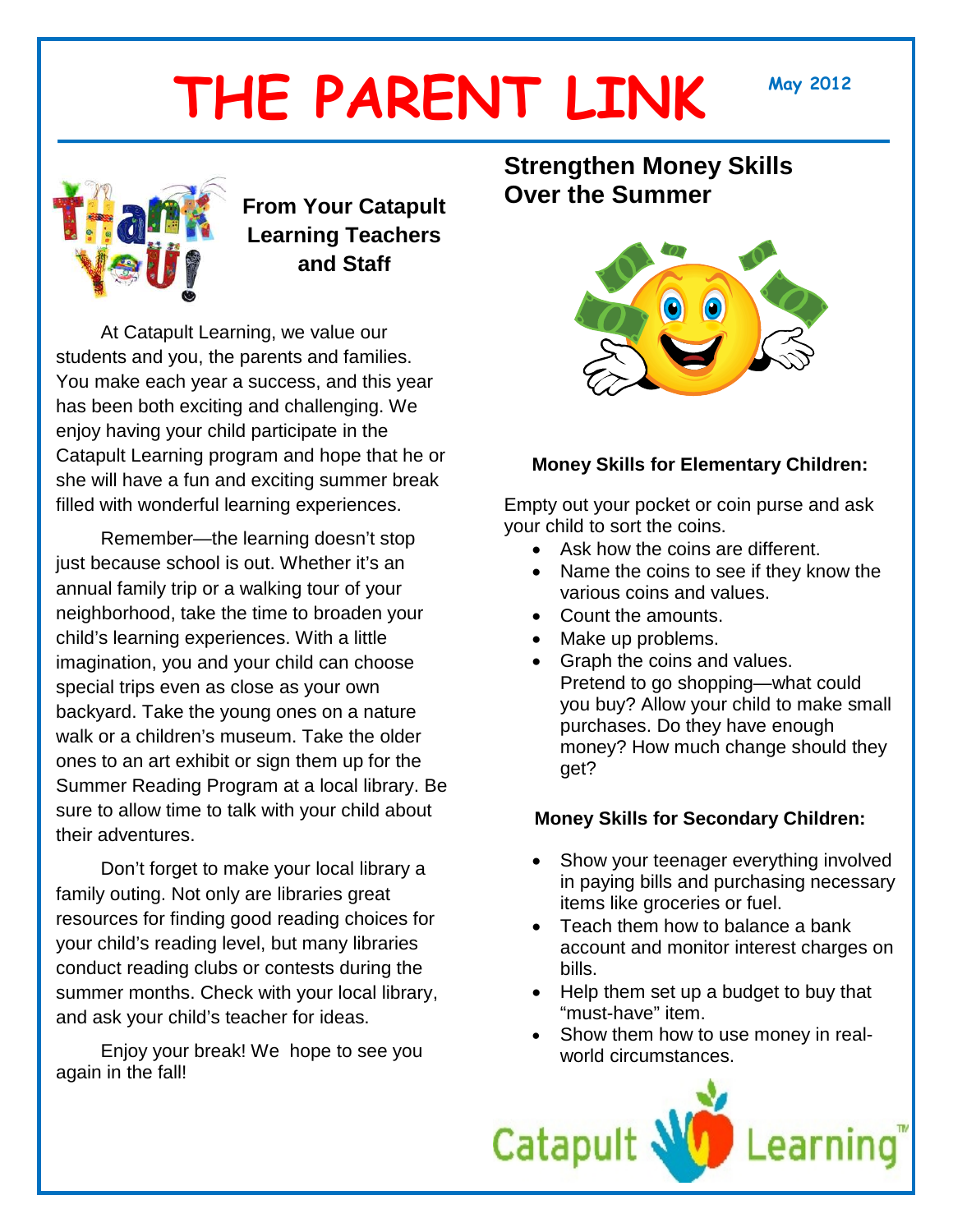# THE PARENT LINK

May 2012

## From Your Catapult Learning Teachers and Staff

At Catapult Learning, we value our students and you, the parents and families. You make each year a success, and this year has been both exciting and challenging. We enjoy having your child participate in the Catapult Learning program and hope that he or she will have a fun and exciting summer break filled with wonderful learning experiences.

Remember—the learning doesn't stop just because school is out. Whether it's an annual family trip or a walking tour of your neighborhood, take the time to broaden your child's learning experiences. With a little imagination, you and your child can choose special trips even as close as your own backyard. Take the young ones on a nature walk or a children's museum. Take the older ones to an art exhibit or sign them up for the Summer Reading Program at a local library. Be sure to allow time to talk with your child about their adventures.

Don't forget to make your local library a family outing. Not only are libraries great resources for finding good reading choices for your child's reading level, but many libraries conduct reading clubs or contests during the summer months. Check with your local library, and ask your child's teacher for ideas.

Enjoy your break! We hope to see you again in the fall!

## Strengthen Money Skills Over the Summer

### Money Skills for Elementary Children:

Empty out your pocket or coin purse and ask your child to sort the coins.

- Ask how the coins are different.
- Name the coins to see if they know the various coins and values.
- Count the amounts.
- Make up problems.
- Graph the coins and values.
  Pretend to go shopping—what could you buy? Allow your child to make small purchases. Do they have enough money? How much change should they get?

### Money Skills for Secondary Children:

- Show your teenager everything involved in paying bills and purchasing necessary items like groceries or fuel.
- Teach them how to balance a bank account and monitor interest charges on bills.
- Help them set up a budget to buy that "must-have" item.
- Show them how to use money in real-world circumstances.

Catapult Learning™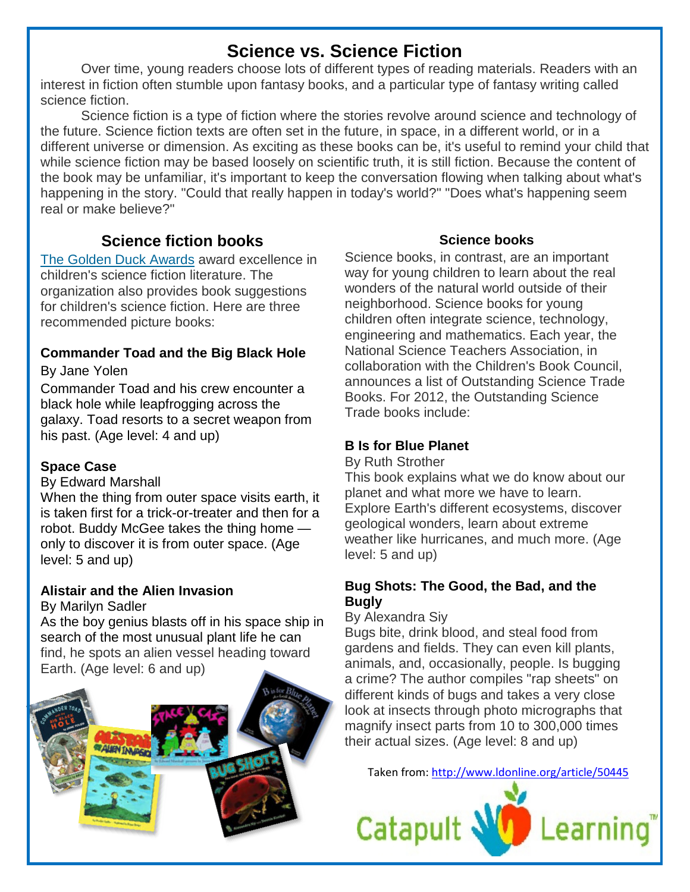# Science vs. Science Fiction

Over time, young readers choose lots of different types of reading materials. Readers with an interest in fiction often stumble upon fantasy books, and a particular type of fantasy writing called science fiction.

Science fiction is a type of fiction where the stories revolve around science and technology of the future. Science fiction texts are often set in the future, in space, in a different world, or in a different universe or dimension. As exciting as these books can be, it's useful to remind your child that while science fiction may be based loosely on scientific truth, it is still fiction. Because the content of the book may be unfamiliar, it's important to keep the conversation flowing when talking about what's happening in the story. "Could that really happen in today's world?" "Does what's happening seem real or make believe?"

## Science fiction books

The Golden Duck Awards award excellence in children's science fiction literature. The organization also provides book suggestions for children's science fiction. Here are three recommended picture books:

**Commander Toad and the Big Black Hole**

By Jane Yolen

Commander Toad and his crew encounter a black hole while leapfrogging across the galaxy. Toad resorts to a secret weapon from his past. (Age level: 4 and up)

**Space Case**

By Edward Marshall

When the thing from outer space visits earth, it is taken first for a trick-or-treater and then for a robot. Buddy McGee takes the thing home — only to discover it is from outer space. (Age level: 5 and up)

**Alistair and the Alien Invasion**

By Marilyn Sadler

As the boy genius blasts off in his space ship in search of the most unusual plant life he can find, he spots an alien vessel heading toward Earth. (Age level: 6 and up)

## Science books

Science books, in contrast, are an important way for young children to learn about the real wonders of the natural world outside of their neighborhood. Science books for young children often integrate science, technology, engineering and mathematics. Each year, the National Science Teachers Association, in collaboration with the Children's Book Council, announces a list of Outstanding Science Trade Books. For 2012, the Outstanding Science Trade books include:

**B Is for Blue Planet**

By Ruth Strother

This book explains what we do know about our planet and what more we have to learn. Explore Earth's different ecosystems, discover geological wonders, learn about extreme weather like hurricanes, and much more. (Age level: 5 and up)

**Bug Shots: The Good, the Bad, and the Bugly**

By Alexandra Siy

Bugs bite, drink blood, and steal food from gardens and fields. They can even kill plants, animals, and, occasionally, people. Is bugging a crime? The author compiles "rap sheets" on different kinds of bugs and takes a very close look at insects through photo micrographs that magnify insect parts from 10 to 300,000 times their actual sizes. (Age level: 8 and up)

Taken from: http://www.ldonline.org/article/50445

Catapult Learning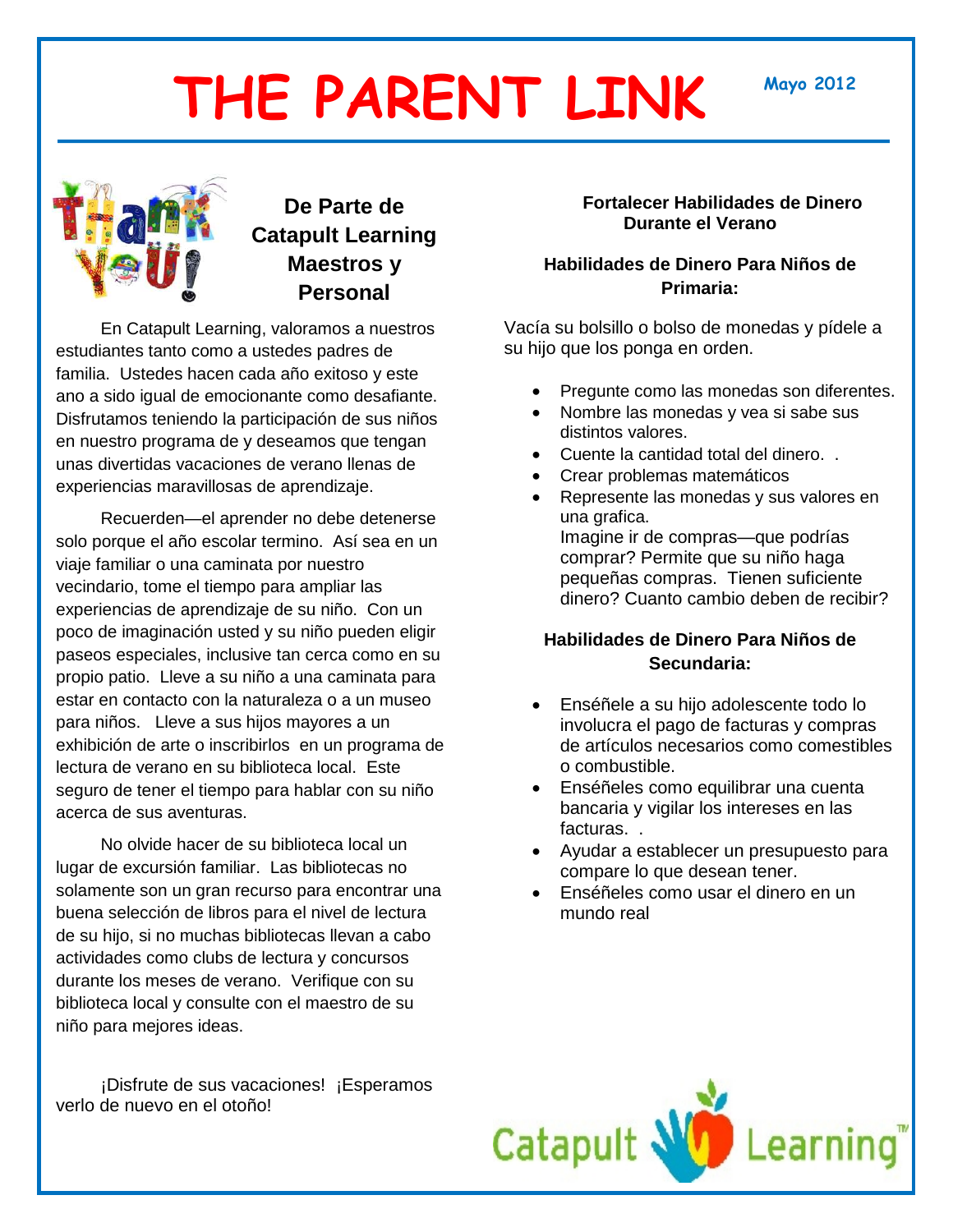# THE PARENT LINK

Mayo 2012

## De Parte de Catapult Learning Maestros y Personal

En Catapult Learning, valoramos a nuestros estudiantes tanto como a ustedes padres de familia. Ustedes hacen cada año exitoso y este ano a sido igual de emocionante como desafiante. Disfrutamos teniendo la participación de sus niños en nuestro programa de y deseamos que tengan unas divertidas vacaciones de verano llenas de experiencias maravillosas de aprendizaje.

Recuerden—el aprender no debe detenerse solo porque el año escolar termino. Así sea en un viaje familiar o una caminata por nuestro vecindario, tome el tiempo para ampliar las experiencias de aprendizaje de su niño. Con un poco de imaginación usted y su niño pueden eligir paseos especiales, inclusive tan cerca como en su propio patio. Lleve a su niño a una caminata para estar en contacto con la naturaleza o a un museo para niños. Lleve a sus hijos mayores a un exhibición de arte o inscribirlos en un programa de lectura de verano en su biblioteca local. Este seguro de tener el tiempo para hablar con su niño acerca de sus aventuras.

No olvide hacer de su biblioteca local un lugar de excursión familiar. Las bibliotecas no solamente son un gran recurso para encontrar una buena selección de libros para el nivel de lectura de su hijo, si no muchas bibliotecas llevan a cabo actividades como clubs de lectura y concursos durante los meses de verano. Verifique con su biblioteca local y consulte con el maestro de su niño para mejores ideas.

¡Disfrute de sus vacaciones! ¡Esperamos verlo de nuevo en el otoño!

## Fortalecer Habilidades de Dinero Durante el Verano

### Habilidades de Dinero Para Niños de Primaria:

Vacía su bolsillo o bolso de monedas y pídele a su hijo que los ponga en orden.

- Pregunte como las monedas son diferentes.
- Nombre las monedas y vea si sabe sus distintos valores.
- Cuente la cantidad total del dinero. .
- Crear problemas matemáticos
- Represente las monedas y sus valores en una grafica.
  Imagine ir de compras—que podrías comprar? Permite que su niño haga pequeñas compras. Tienen suficiente dinero? Cuanto cambio deben de recibir?

### Habilidades de Dinero Para Niños de Secundaria:

- Enséñele a su hijo adolescente todo lo involucra el pago de facturas y compras de artículos necesarios como comestibles o combustible.
- Enséñeles como equilibrar una cuenta bancaria y vigilar los intereses en las facturas. .
- Ayudar a establecer un presupuesto para compare lo que desean tener.
- Enséñeles como usar el dinero en un mundo real

Catapult Learning™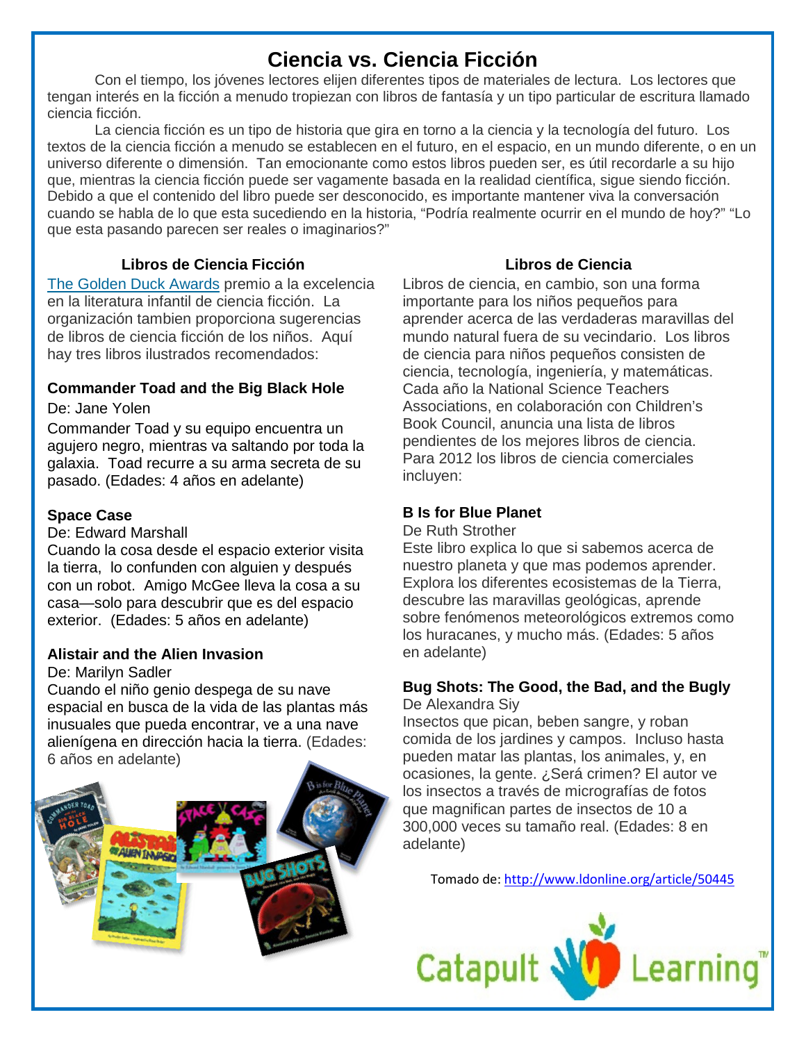# Ciencia vs. Ciencia Ficción

Con el tiempo, los jóvenes lectores elijen diferentes tipos de materiales de lectura. Los lectores que tengan interés en la ficción a menudo tropiezan con libros de fantasía y un tipo particular de escritura llamado ciencia ficción.

La ciencia ficción es un tipo de historia que gira en torno a la ciencia y la tecnología del futuro. Los textos de la ciencia ficción a menudo se establecen en el futuro, en el espacio, en un mundo diferente, o en un universo diferente o dimensión. Tan emocionante como estos libros pueden ser, es útil recordarle a su hijo que, mientras la ciencia ficción puede ser vagamente basada en la realidad científica, sigue siendo ficción. Debido a que el contenido del libro puede ser desconocido, es importante mantener viva la conversación cuando se habla de lo que esta sucediendo en la historia, "Podría realmente ocurrir en el mundo de hoy?" "Lo que esta pasando parecen ser reales o imaginarios?"

## Libros de Ciencia Ficción

The Golden Duck Awards premio a la excelencia en la literatura infantil de ciencia ficción. La organización tambien proporciona sugerencias de libros de ciencia ficción de los niños. Aquí hay tres libros ilustrados recomendados:

**Commander Toad and the Big Black Hole**

De: Jane Yolen

Commander Toad y su equipo encuentra un agujero negro, mientras va saltando por toda la galaxia. Toad recurre a su arma secreta de su pasado. (Edades: 4 años en adelante)

**Space Case**

De: Edward Marshall

Cuando la cosa desde el espacio exterior visita la tierra, lo confunden con alguien y después con un robot. Amigo McGee lleva la cosa a su casa—solo para descubrir que es del espacio exterior. (Edades: 5 años en adelante)

**Alistair and the Alien Invasion**

De: Marilyn Sadler

Cuando el niño genio despega de su nave espacial en busca de la vida de las plantas más inusuales que pueda encontrar, ve a una nave alienígena en dirección hacia la tierra. (Edades: 6 años en adelante)

## Libros de Ciencia

Libros de ciencia, en cambio, son una forma importante para los niños pequeños para aprender acerca de las verdaderas maravillas del mundo natural fuera de su vecindario. Los libros de ciencia para niños pequeños consisten de ciencia, tecnología, ingeniería, y matemáticas. Cada año la National Science Teachers Associations, en colaboración con Children's Book Council, anuncia una lista de libros pendientes de los mejores libros de ciencia. Para 2012 los libros de ciencia comerciales incluyen:

**B Is for Blue Planet**

De Ruth Strother

Este libro explica lo que si sabemos acerca de nuestro planeta y que mas podemos aprender. Explora los diferentes ecosistemas de la Tierra, descubre las maravillas geológicas, aprende sobre fenómenos meteorológicos extremos como los huracanes, y mucho más. (Edades: 5 años en adelante)

**Bug Shots: The Good, the Bad, and the Bugly**

De Alexandra Siy

Insectos que pican, beben sangre, y roban comida de los jardines y campos. Incluso hasta pueden matar las plantas, los animales, y, en ocasiones, la gente. ¿Será crimen? El autor ve los insectos a través de micrografías de fotos que magnifican partes de insectos de 10 a 300,000 veces su tamaño real. (Edades: 8 en adelante)

Tomado de: http://www.ldonline.org/article/50445

Catapult Learning™